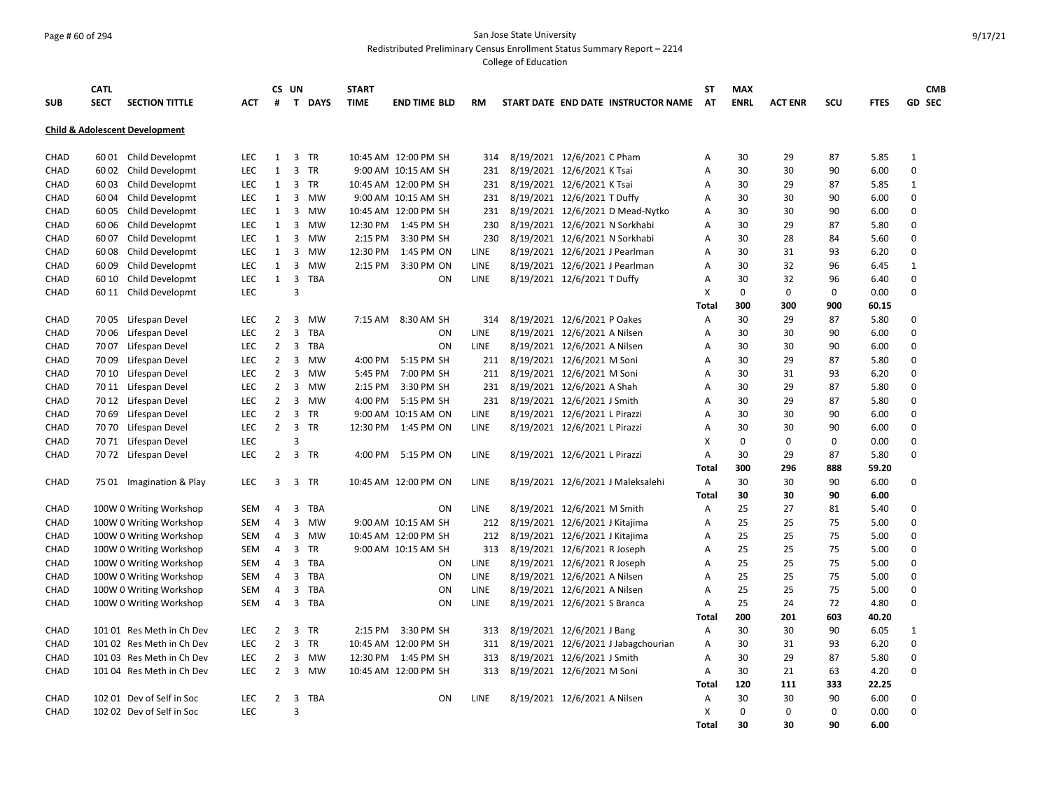San Jose State University

Redistributed Preliminary Census Enrollment Status Summary Report – 2214

College of Education

9/17/21

**Child & Adolescent Development**

| SUB | CATL SECT | SECTION TITTLE | ACT | CS # | UN T | DAYS | START TIME | END TIME | BLD | RM | START DATE | END DATE | INSTRUCTOR NAME | ST AT | MAX ENRL | ACT ENR | SCU | FTES | GD | CMB SEC |
|---|---|---|---|---|---|---|---|---|---|---|---|---|---|---|---|---|---|---|---|---|
| CHAD | 60 01 | Child Developmt | LEC | 1 | 3 | TR | 10:45 AM | 12:00 PM | SH | 314 | 8/19/2021 | 12/6/2021 | C Pham | A | 30 | 29 | 87 | 5.85 | 1 | |
| CHAD | 60 02 | Child Developmt | LEC | 1 | 3 | TR | 9:00 AM | 10:15 AM | SH | 231 | 8/19/2021 | 12/6/2021 | K Tsai | A | 30 | 30 | 90 | 6.00 | 0 | |
| CHAD | 60 03 | Child Developmt | LEC | 1 | 3 | TR | 10:45 AM | 12:00 PM | SH | 231 | 8/19/2021 | 12/6/2021 | K Tsai | A | 30 | 29 | 87 | 5.85 | 1 | |
| CHAD | 60 04 | Child Developmt | LEC | 1 | 3 | MW | 9:00 AM | 10:15 AM | SH | 231 | 8/19/2021 | 12/6/2021 | T Duffy | A | 30 | 30 | 90 | 6.00 | 0 | |
| CHAD | 60 05 | Child Developmt | LEC | 1 | 3 | MW | 10:45 AM | 12:00 PM | SH | 231 | 8/19/2021 | 12/6/2021 | D Mead-Nytko | A | 30 | 30 | 90 | 6.00 | 0 | |
| CHAD | 60 06 | Child Developmt | LEC | 1 | 3 | MW | 12:30 PM | 1:45 PM | SH | 230 | 8/19/2021 | 12/6/2021 | N Sorkhabi | A | 30 | 29 | 87 | 5.80 | 0 | |
| CHAD | 60 07 | Child Developmt | LEC | 1 | 3 | MW | 2:15 PM | 3:30 PM | SH | 230 | 8/19/2021 | 12/6/2021 | N Sorkhabi | A | 30 | 28 | 84 | 5.60 | 0 | |
| CHAD | 60 08 | Child Developmt | LEC | 1 | 3 | MW | 12:30 PM | 1:45 PM | ON | LINE | 8/19/2021 | 12/6/2021 | J Pearlman | A | 30 | 31 | 93 | 6.20 | 0 | |
| CHAD | 60 09 | Child Developmt | LEC | 1 | 3 | MW | 2:15 PM | 3:30 PM | ON | LINE | 8/19/2021 | 12/6/2021 | J Pearlman | A | 30 | 32 | 96 | 6.45 | 1 | |
| CHAD | 60 10 | Child Developmt | LEC | 1 | 3 | TBA | | | ON | LINE | 8/19/2021 | 12/6/2021 | T Duffy | A | 30 | 32 | 96 | 6.40 | 0 | |
| CHAD | 60 11 | Child Developmt | LEC | | 3 | | | | | | | | | X | 0 | 0 | 0 | 0.00 | 0 | |
| | | | | | | | | | | | | | | **Total** | **300** | **300** | **900** | **60.15** | | |
| CHAD | 70 05 | Lifespan Devel | LEC | 2 | 3 | MW | 7:15 AM | 8:30 AM | SH | 314 | 8/19/2021 | 12/6/2021 | P Oakes | A | 30 | 29 | 87 | 5.80 | 0 | |
| CHAD | 70 06 | Lifespan Devel | LEC | 2 | 3 | TBA | | | ON | LINE | 8/19/2021 | 12/6/2021 | A Nilsen | A | 30 | 30 | 90 | 6.00 | 0 | |
| CHAD | 70 07 | Lifespan Devel | LEC | 2 | 3 | TBA | | | ON | LINE | 8/19/2021 | 12/6/2021 | A Nilsen | A | 30 | 30 | 90 | 6.00 | 0 | |
| CHAD | 70 09 | Lifespan Devel | LEC | 2 | 3 | MW | 4:00 PM | 5:15 PM | SH | 211 | 8/19/2021 | 12/6/2021 | M Soni | A | 30 | 29 | 87 | 5.80 | 0 | |
| CHAD | 70 10 | Lifespan Devel | LEC | 2 | 3 | MW | 5:45 PM | 7:00 PM | SH | 211 | 8/19/2021 | 12/6/2021 | M Soni | A | 30 | 31 | 93 | 6.20 | 0 | |
| CHAD | 70 11 | Lifespan Devel | LEC | 2 | 3 | MW | 2:15 PM | 3:30 PM | SH | 231 | 8/19/2021 | 12/6/2021 | A Shah | A | 30 | 29 | 87 | 5.80 | 0 | |
| CHAD | 70 12 | Lifespan Devel | LEC | 2 | 3 | MW | 4:00 PM | 5:15 PM | SH | 231 | 8/19/2021 | 12/6/2021 | J Smith | A | 30 | 29 | 87 | 5.80 | 0 | |
| CHAD | 70 69 | Lifespan Devel | LEC | 2 | 3 | TR | 9:00 AM | 10:15 AM | ON | LINE | 8/19/2021 | 12/6/2021 | L Pirazzi | A | 30 | 30 | 90 | 6.00 | 0 | |
| CHAD | 70 70 | Lifespan Devel | LEC | 2 | 3 | TR | 12:30 PM | 1:45 PM | ON | LINE | 8/19/2021 | 12/6/2021 | L Pirazzi | A | 30 | 30 | 90 | 6.00 | 0 | |
| CHAD | 70 71 | Lifespan Devel | LEC | | 3 | | | | | | | | | X | 0 | 0 | 0 | 0.00 | 0 | |
| CHAD | 70 72 | Lifespan Devel | LEC | 2 | 3 | TR | 4:00 PM | 5:15 PM | ON | LINE | 8/19/2021 | 12/6/2021 | L Pirazzi | A | 30 | 29 | 87 | 5.80 | 0 | |
| | | | | | | | | | | | | | | **Total** | **300** | **296** | **888** | **59.20** | | |
| CHAD | 75 01 | Imagination & Play | LEC | 3 | 3 | TR | 10:45 AM | 12:00 PM | ON | LINE | 8/19/2021 | 12/6/2021 | J Maleksalehi | A | 30 | 30 | 90 | 6.00 | 0 | |
| | | | | | | | | | | | | | | **Total** | **30** | **30** | **90** | **6.00** | | |
| CHAD | 100W 0 | Writing Workshop | SEM | 4 | 3 | TBA | | | ON | LINE | 8/19/2021 | 12/6/2021 | M Smith | A | 25 | 27 | 81 | 5.40 | 0 | |
| CHAD | 100W 0 | Writing Workshop | SEM | 4 | 3 | MW | 9:00 AM | 10:15 AM | SH | 212 | 8/19/2021 | 12/6/2021 | J Kitajima | A | 25 | 25 | 75 | 5.00 | 0 | |
| CHAD | 100W 0 | Writing Workshop | SEM | 4 | 3 | MW | 10:45 AM | 12:00 PM | SH | 212 | 8/19/2021 | 12/6/2021 | J Kitajima | A | 25 | 25 | 75 | 5.00 | 0 | |
| CHAD | 100W 0 | Writing Workshop | SEM | 4 | 3 | TR | 9:00 AM | 10:15 AM | SH | 313 | 8/19/2021 | 12/6/2021 | R Joseph | A | 25 | 25 | 75 | 5.00 | 0 | |
| CHAD | 100W 0 | Writing Workshop | SEM | 4 | 3 | TBA | | | ON | LINE | 8/19/2021 | 12/6/2021 | R Joseph | A | 25 | 25 | 75 | 5.00 | 0 | |
| CHAD | 100W 0 | Writing Workshop | SEM | 4 | 3 | TBA | | | ON | LINE | 8/19/2021 | 12/6/2021 | A Nilsen | A | 25 | 25 | 75 | 5.00 | 0 | |
| CHAD | 100W 0 | Writing Workshop | SEM | 4 | 3 | TBA | | | ON | LINE | 8/19/2021 | 12/6/2021 | A Nilsen | A | 25 | 25 | 75 | 5.00 | 0 | |
| CHAD | 100W 0 | Writing Workshop | SEM | 4 | 3 | TBA | | | ON | LINE | 8/19/2021 | 12/6/2021 | S Branca | A | 25 | 24 | 72 | 4.80 | 0 | |
| | | | | | | | | | | | | | | **Total** | **200** | **201** | **603** | **40.20** | | |
| CHAD | 101 01 | Res Meth in Ch Dev | LEC | 2 | 3 | TR | 2:15 PM | 3:30 PM | SH | 313 | 8/19/2021 | 12/6/2021 | J Bang | A | 30 | 30 | 90 | 6.05 | 1 | |
| CHAD | 101 02 | Res Meth in Ch Dev | LEC | 2 | 3 | TR | 10:45 AM | 12:00 PM | SH | 311 | 8/19/2021 | 12/6/2021 | J Jabagchourian | A | 30 | 31 | 93 | 6.20 | 0 | |
| CHAD | 101 03 | Res Meth in Ch Dev | LEC | 2 | 3 | MW | 12:30 PM | 1:45 PM | SH | 313 | 8/19/2021 | 12/6/2021 | J Smith | A | 30 | 29 | 87 | 5.80 | 0 | |
| CHAD | 101 04 | Res Meth in Ch Dev | LEC | 2 | 3 | MW | 10:45 AM | 12:00 PM | SH | 313 | 8/19/2021 | 12/6/2021 | M Soni | A | 30 | 21 | 63 | 4.20 | 0 | |
| | | | | | | | | | | | | | | **Total** | **120** | **111** | **333** | **22.25** | | |
| CHAD | 102 01 | Dev of Self in Soc | LEC | 2 | 3 | TBA | | | ON | LINE | 8/19/2021 | 12/6/2021 | A Nilsen | A | 30 | 30 | 90 | 6.00 | 0 | |
| CHAD | 102 02 | Dev of Self in Soc | LEC | | 3 | | | | | | | | | X | 0 | 0 | 0 | 0.00 | 0 | |
| | | | | | | | | | | | | | | **Total** | **30** | **30** | **90** | **6.00** | | |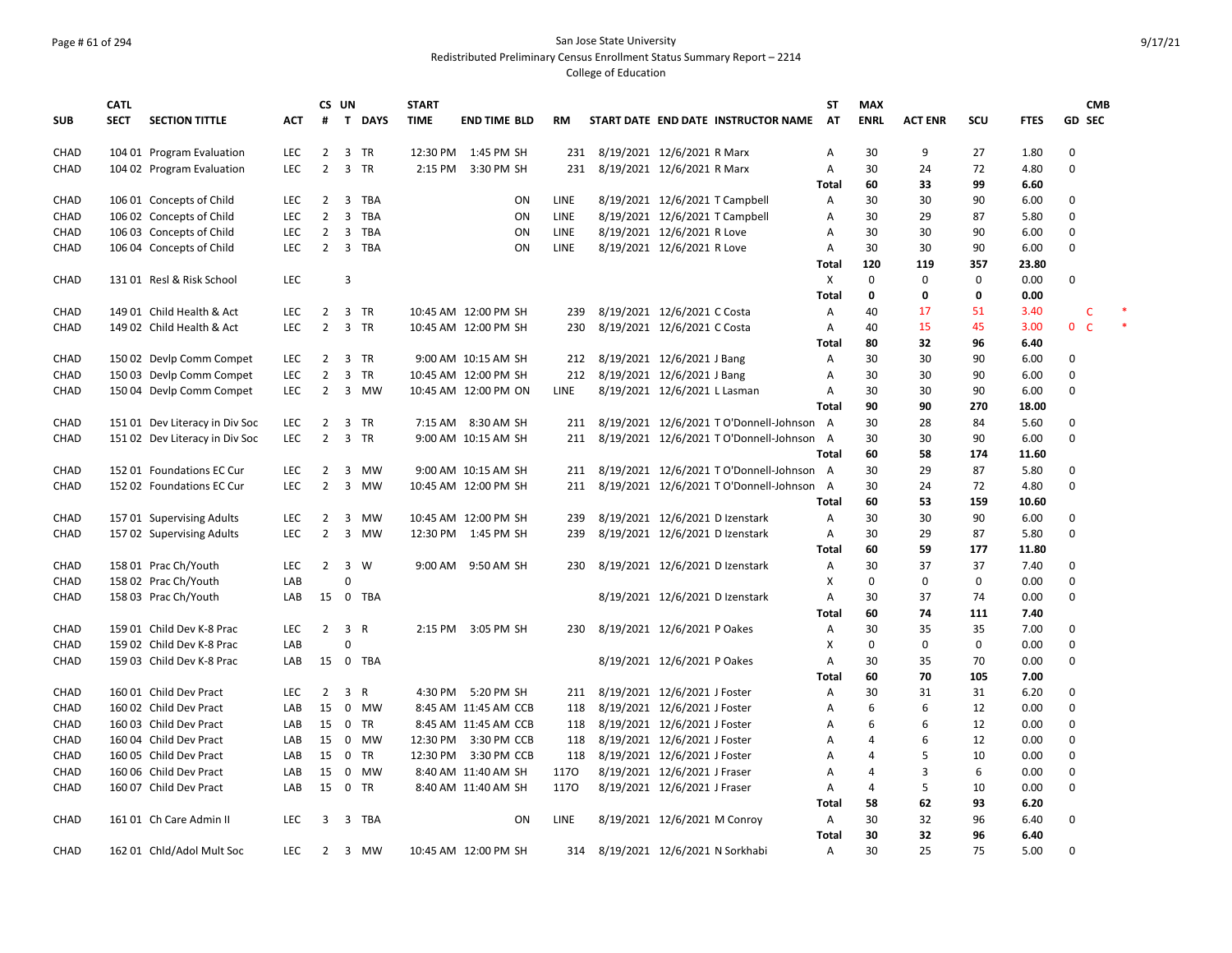San Jose State University

Redistributed Preliminary Census Enrollment Status Summary Report – 2214

College of Education

| SUB | CATL SECT | SECTION TITTLE | ACT | CS # | UN T | DAYS | START TIME | END TIME | BLD | RM | START DATE | END DATE | INSTRUCTOR NAME | ST AT | MAX ENRL | ACT ENR | SCU | FTES | GD | CMB SEC | |
|---|---|---|---|---|---|---|---|---|---|---|---|---|---|---|---|---|---|---|---|---|---|
| CHAD | 104 01 | Program Evaluation | LEC | 2 | 3 | TR | 12:30 PM | 1:45 PM | SH | 231 | 8/19/2021 | 12/6/2021 | R Marx | A | 30 | 9 | 27 | 1.80 | 0 | | |
| CHAD | 104 02 | Program Evaluation | LEC | 2 | 3 | TR | 2:15 PM | 3:30 PM | SH | 231 | 8/19/2021 | 12/6/2021 | R Marx | A | 30 | 24 | 72 | 4.80 | 0 | | |
| | | | | | | | | | | | | | | **Total** | **60** | **33** | **99** | **6.60** | | | |
| CHAD | 106 01 | Concepts of Child | LEC | 2 | 3 | TBA | | | ON | LINE | 8/19/2021 | 12/6/2021 | T Campbell | A | 30 | 30 | 90 | 6.00 | 0 | | |
| CHAD | 106 02 | Concepts of Child | LEC | 2 | 3 | TBA | | | ON | LINE | 8/19/2021 | 12/6/2021 | T Campbell | A | 30 | 29 | 87 | 5.80 | 0 | | |
| CHAD | 106 03 | Concepts of Child | LEC | 2 | 3 | TBA | | | ON | LINE | 8/19/2021 | 12/6/2021 | R Love | A | 30 | 30 | 90 | 6.00 | 0 | | |
| CHAD | 106 04 | Concepts of Child | LEC | 2 | 3 | TBA | | | ON | LINE | 8/19/2021 | 12/6/2021 | R Love | A | 30 | 30 | 90 | 6.00 | 0 | | |
| | | | | | | | | | | | | | | **Total** | **120** | **119** | **357** | **23.80** | | | |
| CHAD | 131 01 | Resl & Risk School | LEC | | 3 | | | | | | | | | X | 0 | 0 | 0 | 0.00 | 0 | | |
| | | | | | | | | | | | | | | **Total** | **0** | **0** | **0** | **0.00** | | | |
| CHAD | 149 01 | Child Health & Act | LEC | 2 | 3 | TR | 10:45 AM | 12:00 PM | SH | 239 | 8/19/2021 | 12/6/2021 | C Costa | A | 40 | 17 | 51 | 3.40 | | C | * |
| CHAD | 149 02 | Child Health & Act | LEC | 2 | 3 | TR | 10:45 AM | 12:00 PM | SH | 230 | 8/19/2021 | 12/6/2021 | C Costa | A | 40 | 15 | 45 | 3.00 | 0 | C | * |
| | | | | | | | | | | | | | | **Total** | **80** | **32** | **96** | **6.40** | | | |
| CHAD | 150 02 | Devlp Comm Compet | LEC | 2 | 3 | TR | 9:00 AM | 10:15 AM | SH | 212 | 8/19/2021 | 12/6/2021 | J Bang | A | 30 | 30 | 90 | 6.00 | 0 | | |
| CHAD | 150 03 | Devlp Comm Compet | LEC | 2 | 3 | TR | 10:45 AM | 12:00 PM | SH | 212 | 8/19/2021 | 12/6/2021 | J Bang | A | 30 | 30 | 90 | 6.00 | 0 | | |
| CHAD | 150 04 | Devlp Comm Compet | LEC | 2 | 3 | MW | 10:45 AM | 12:00 PM | ON | LINE | 8/19/2021 | 12/6/2021 | L Lasman | A | 30 | 30 | 90 | 6.00 | 0 | | |
| | | | | | | | | | | | | | | **Total** | **90** | **90** | **270** | **18.00** | | | |
| CHAD | 151 01 | Dev Literacy in Div Soc | LEC | 2 | 3 | TR | 7:15 AM | 8:30 AM | SH | 211 | 8/19/2021 | 12/6/2021 | T O'Donnell-Johnson | A | 30 | 28 | 84 | 5.60 | 0 | | |
| CHAD | 151 02 | Dev Literacy in Div Soc | LEC | 2 | 3 | TR | 9:00 AM | 10:15 AM | SH | 211 | 8/19/2021 | 12/6/2021 | T O'Donnell-Johnson | A | 30 | 30 | 90 | 6.00 | 0 | | |
| | | | | | | | | | | | | | | **Total** | **60** | **58** | **174** | **11.60** | | | |
| CHAD | 152 01 | Foundations EC Cur | LEC | 2 | 3 | MW | 9:00 AM | 10:15 AM | SH | 211 | 8/19/2021 | 12/6/2021 | T O'Donnell-Johnson | A | 30 | 29 | 87 | 5.80 | 0 | | |
| CHAD | 152 02 | Foundations EC Cur | LEC | 2 | 3 | MW | 10:45 AM | 12:00 PM | SH | 211 | 8/19/2021 | 12/6/2021 | T O'Donnell-Johnson | A | 30 | 24 | 72 | 4.80 | 0 | | |
| | | | | | | | | | | | | | | **Total** | **60** | **53** | **159** | **10.60** | | | |
| CHAD | 157 01 | Supervising Adults | LEC | 2 | 3 | MW | 10:45 AM | 12:00 PM | SH | 239 | 8/19/2021 | 12/6/2021 | D Izenstark | A | 30 | 30 | 90 | 6.00 | 0 | | |
| CHAD | 157 02 | Supervising Adults | LEC | 2 | 3 | MW | 12:30 PM | 1:45 PM | SH | 239 | 8/19/2021 | 12/6/2021 | D Izenstark | A | 30 | 29 | 87 | 5.80 | 0 | | |
| | | | | | | | | | | | | | | **Total** | **60** | **59** | **177** | **11.80** | | | |
| CHAD | 158 01 | Prac Ch/Youth | LEC | 2 | 3 | W | 9:00 AM | 9:50 AM | SH | 230 | 8/19/2021 | 12/6/2021 | D Izenstark | A | 30 | 37 | 37 | 7.40 | 0 | | |
| CHAD | 158 02 | Prac Ch/Youth | LAB | | 0 | | | | | | | | | X | 0 | 0 | 0 | 0.00 | 0 | | |
| CHAD | 158 03 | Prac Ch/Youth | LAB | 15 | 0 | TBA | | | | | 8/19/2021 | 12/6/2021 | D Izenstark | A | 30 | 37 | 74 | 0.00 | 0 | | |
| | | | | | | | | | | | | | | **Total** | **60** | **74** | **111** | **7.40** | | | |
| CHAD | 159 01 | Child Dev K-8 Prac | LEC | 2 | 3 | R | 2:15 PM | 3:05 PM | SH | 230 | 8/19/2021 | 12/6/2021 | P Oakes | A | 30 | 35 | 35 | 7.00 | 0 | | |
| CHAD | 159 02 | Child Dev K-8 Prac | LAB | | 0 | | | | | | | | | X | 0 | 0 | 0 | 0.00 | 0 | | |
| CHAD | 159 03 | Child Dev K-8 Prac | LAB | 15 | 0 | TBA | | | | | 8/19/2021 | 12/6/2021 | P Oakes | A | 30 | 35 | 70 | 0.00 | 0 | | |
| | | | | | | | | | | | | | | **Total** | **60** | **70** | **105** | **7.00** | | | |
| CHAD | 160 01 | Child Dev Pract | LEC | 2 | 3 | R | 4:30 PM | 5:20 PM | SH | 211 | 8/19/2021 | 12/6/2021 | J Foster | A | 30 | 31 | 31 | 6.20 | 0 | | |
| CHAD | 160 02 | Child Dev Pract | LAB | 15 | 0 | MW | 8:45 AM | 11:45 AM | CCB | 118 | 8/19/2021 | 12/6/2021 | J Foster | A | 6 | 6 | 12 | 0.00 | 0 | | |
| CHAD | 160 03 | Child Dev Pract | LAB | 15 | 0 | TR | 8:45 AM | 11:45 AM | CCB | 118 | 8/19/2021 | 12/6/2021 | J Foster | A | 6 | 6 | 12 | 0.00 | 0 | | |
| CHAD | 160 04 | Child Dev Pract | LAB | 15 | 0 | MW | 12:30 PM | 3:30 PM | CCB | 118 | 8/19/2021 | 12/6/2021 | J Foster | A | 4 | 6 | 12 | 0.00 | 0 | | |
| CHAD | 160 05 | Child Dev Pract | LAB | 15 | 0 | TR | 12:30 PM | 3:30 PM | CCB | 118 | 8/19/2021 | 12/6/2021 | J Foster | A | 4 | 5 | 10 | 0.00 | 0 | | |
| CHAD | 160 06 | Child Dev Pract | LAB | 15 | 0 | MW | 8:40 AM | 11:40 AM | SH | 117O | 8/19/2021 | 12/6/2021 | J Fraser | A | 4 | 3 | 6 | 0.00 | 0 | | |
| CHAD | 160 07 | Child Dev Pract | LAB | 15 | 0 | TR | 8:40 AM | 11:40 AM | SH | 117O | 8/19/2021 | 12/6/2021 | J Fraser | A | 4 | 5 | 10 | 0.00 | 0 | | |
| | | | | | | | | | | | | | | **Total** | **58** | **62** | **93** | **6.20** | | | |
| CHAD | 161 01 | Ch Care Admin II | LEC | 3 | 3 | TBA | | | ON | LINE | 8/19/2021 | 12/6/2021 | M Conroy | A | 30 | 32 | 96 | 6.40 | 0 | | |
| | | | | | | | | | | | | | | **Total** | **30** | **32** | **96** | **6.40** | | | |
| CHAD | 162 01 | Chld/Adol Mult Soc | LEC | 2 | 3 | MW | 10:45 AM | 12:00 PM | SH | 314 | 8/19/2021 | 12/6/2021 | N Sorkhabi | A | 30 | 25 | 75 | 5.00 | 0 | | |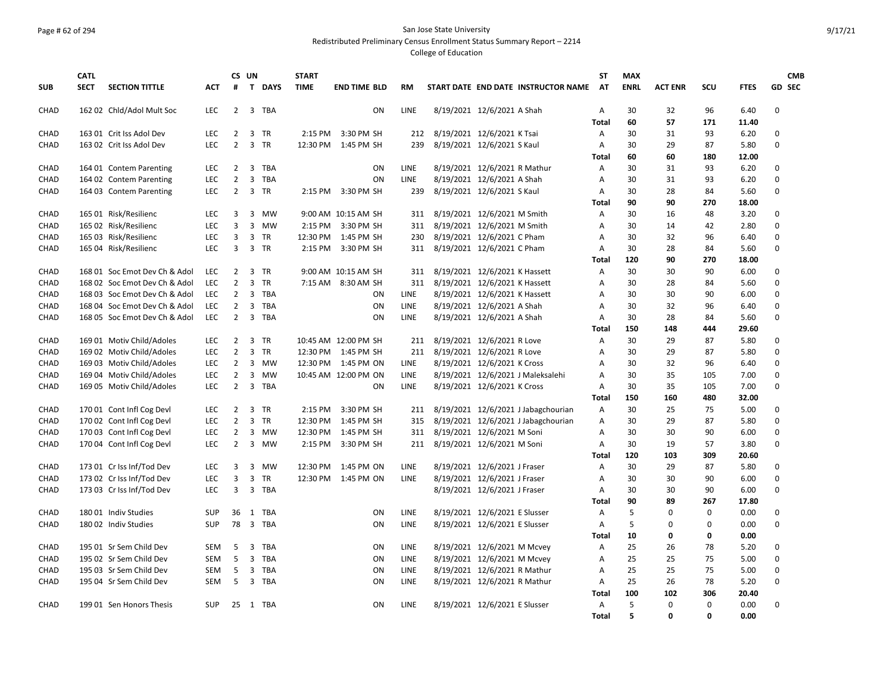San Jose State University
Redistributed Preliminary Census Enrollment Status Summary Report – 2214
College of Education

| SUB | CATL SECT | SECTION TITTLE | ACT | CS # | UN T | DAYS | START TIME | END TIME | BLD | RM | START DATE | END DATE | INSTRUCTOR NAME | ST AT | MAX ENRL | ACT ENR | SCU | FTES | GD | CMB SEC |
|---|---|---|---|---|---|---|---|---|---|---|---|---|---|---|---|---|---|---|---|---|
| CHAD | 162 02 | Chld/Adol Mult Soc | LEC | 2 | 3 | TBA | | | ON | LINE | 8/19/2021 | 12/6/2021 | A Shah | A | 30 | 32 | 96 | 6.40 | 0 | |
| | | | | | | | | | | | | | | **Total** | **60** | **57** | **171** | **11.40** | | |
| CHAD | 163 01 | Crit Iss Adol Dev | LEC | 2 | 3 | TR | 2:15 PM | 3:30 PM | SH | 212 | 8/19/2021 | 12/6/2021 | K Tsai | A | 30 | 31 | 93 | 6.20 | 0 | |
| CHAD | 163 02 | Crit Iss Adol Dev | LEC | 2 | 3 | TR | 12:30 PM | 1:45 PM | SH | 239 | 8/19/2021 | 12/6/2021 | S Kaul | A | 30 | 29 | 87 | 5.80 | 0 | |
| | | | | | | | | | | | | | | **Total** | **60** | **60** | **180** | **12.00** | | |
| CHAD | 164 01 | Contem Parenting | LEC | 2 | 3 | TBA | | | ON | LINE | 8/19/2021 | 12/6/2021 | R Mathur | A | 30 | 31 | 93 | 6.20 | 0 | |
| CHAD | 164 02 | Contem Parenting | LEC | 2 | 3 | TBA | | | ON | LINE | 8/19/2021 | 12/6/2021 | A Shah | A | 30 | 31 | 93 | 6.20 | 0 | |
| CHAD | 164 03 | Contem Parenting | LEC | 2 | 3 | TR | 2:15 PM | 3:30 PM | SH | 239 | 8/19/2021 | 12/6/2021 | S Kaul | A | 30 | 28 | 84 | 5.60 | 0 | |
| | | | | | | | | | | | | | | **Total** | **90** | **90** | **270** | **18.00** | | |
| CHAD | 165 01 | Risk/Resilienc | LEC | 3 | 3 | MW | 9:00 AM | 10:15 AM | SH | 311 | 8/19/2021 | 12/6/2021 | M Smith | A | 30 | 16 | 48 | 3.20 | 0 | |
| CHAD | 165 02 | Risk/Resilienc | LEC | 3 | 3 | MW | 2:15 PM | 3:30 PM | SH | 311 | 8/19/2021 | 12/6/2021 | M Smith | A | 30 | 14 | 42 | 2.80 | 0 | |
| CHAD | 165 03 | Risk/Resilienc | LEC | 3 | 3 | TR | 12:30 PM | 1:45 PM | SH | 230 | 8/19/2021 | 12/6/2021 | C Pham | A | 30 | 32 | 96 | 6.40 | 0 | |
| CHAD | 165 04 | Risk/Resilienc | LEC | 3 | 3 | TR | 2:15 PM | 3:30 PM | SH | 311 | 8/19/2021 | 12/6/2021 | C Pham | A | 30 | 28 | 84 | 5.60 | 0 | |
| | | | | | | | | | | | | | | **Total** | **120** | **90** | **270** | **18.00** | | |
| CHAD | 168 01 | Soc Emot Dev Ch & Adol | LEC | 2 | 3 | TR | 9:00 AM | 10:15 AM | SH | 311 | 8/19/2021 | 12/6/2021 | K Hassett | A | 30 | 30 | 90 | 6.00 | 0 | |
| CHAD | 168 02 | Soc Emot Dev Ch & Adol | LEC | 2 | 3 | TR | 7:15 AM | 8:30 AM | SH | 311 | 8/19/2021 | 12/6/2021 | K Hassett | A | 30 | 28 | 84 | 5.60 | 0 | |
| CHAD | 168 03 | Soc Emot Dev Ch & Adol | LEC | 2 | 3 | TBA | | | ON | LINE | 8/19/2021 | 12/6/2021 | K Hassett | A | 30 | 30 | 90 | 6.00 | 0 | |
| CHAD | 168 04 | Soc Emot Dev Ch & Adol | LEC | 2 | 3 | TBA | | | ON | LINE | 8/19/2021 | 12/6/2021 | A Shah | A | 30 | 32 | 96 | 6.40 | 0 | |
| CHAD | 168 05 | Soc Emot Dev Ch & Adol | LEC | 2 | 3 | TBA | | | ON | LINE | 8/19/2021 | 12/6/2021 | A Shah | A | 30 | 28 | 84 | 5.60 | 0 | |
| | | | | | | | | | | | | | | **Total** | **150** | **148** | **444** | **29.60** | | |
| CHAD | 169 01 | Motiv Child/Adoles | LEC | 2 | 3 | TR | 10:45 AM | 12:00 PM | SH | 211 | 8/19/2021 | 12/6/2021 | R Love | A | 30 | 29 | 87 | 5.80 | 0 | |
| CHAD | 169 02 | Motiv Child/Adoles | LEC | 2 | 3 | TR | 12:30 PM | 1:45 PM | SH | 211 | 8/19/2021 | 12/6/2021 | R Love | A | 30 | 29 | 87 | 5.80 | 0 | |
| CHAD | 169 03 | Motiv Child/Adoles | LEC | 2 | 3 | MW | 12:30 PM | 1:45 PM | ON | LINE | 8/19/2021 | 12/6/2021 | K Cross | A | 30 | 32 | 96 | 6.40 | 0 | |
| CHAD | 169 04 | Motiv Child/Adoles | LEC | 2 | 3 | MW | 10:45 AM | 12:00 PM | ON | LINE | 8/19/2021 | 12/6/2021 | J Maleksalehi | A | 30 | 35 | 105 | 7.00 | 0 | |
| CHAD | 169 05 | Motiv Child/Adoles | LEC | 2 | 3 | TBA | | | ON | LINE | 8/19/2021 | 12/6/2021 | K Cross | A | 30 | 35 | 105 | 7.00 | 0 | |
| | | | | | | | | | | | | | | **Total** | **150** | **160** | **480** | **32.00** | | |
| CHAD | 170 01 | Cont Infl Cog Devl | LEC | 2 | 3 | TR | 2:15 PM | 3:30 PM | SH | 211 | 8/19/2021 | 12/6/2021 | J Jabagchourian | A | 30 | 25 | 75 | 5.00 | 0 | |
| CHAD | 170 02 | Cont Infl Cog Devl | LEC | 2 | 3 | TR | 12:30 PM | 1:45 PM | SH | 315 | 8/19/2021 | 12/6/2021 | J Jabagchourian | A | 30 | 29 | 87 | 5.80 | 0 | |
| CHAD | 170 03 | Cont Infl Cog Devl | LEC | 2 | 3 | MW | 12:30 PM | 1:45 PM | SH | 311 | 8/19/2021 | 12/6/2021 | M Soni | A | 30 | 30 | 90 | 6.00 | 0 | |
| CHAD | 170 04 | Cont Infl Cog Devl | LEC | 2 | 3 | MW | 2:15 PM | 3:30 PM | SH | 211 | 8/19/2021 | 12/6/2021 | M Soni | A | 30 | 19 | 57 | 3.80 | 0 | |
| | | | | | | | | | | | | | | **Total** | **120** | **103** | **309** | **20.60** | | |
| CHAD | 173 01 | Cr Iss Inf/Tod Dev | LEC | 3 | 3 | MW | 12:30 PM | 1:45 PM | ON | LINE | 8/19/2021 | 12/6/2021 | J Fraser | A | 30 | 29 | 87 | 5.80 | 0 | |
| CHAD | 173 02 | Cr Iss Inf/Tod Dev | LEC | 3 | 3 | TR | 12:30 PM | 1:45 PM | ON | LINE | 8/19/2021 | 12/6/2021 | J Fraser | A | 30 | 30 | 90 | 6.00 | 0 | |
| CHAD | 173 03 | Cr Iss Inf/Tod Dev | LEC | 3 | 3 | TBA | | | | | 8/19/2021 | 12/6/2021 | J Fraser | A | 30 | 30 | 90 | 6.00 | 0 | |
| | | | | | | | | | | | | | | **Total** | **90** | **89** | **267** | **17.80** | | |
| CHAD | 180 01 | Indiv Studies | SUP | 36 | 1 | TBA | | | ON | LINE | 8/19/2021 | 12/6/2021 | E Slusser | A | 5 | 0 | 0 | 0.00 | 0 | |
| CHAD | 180 02 | Indiv Studies | SUP | 78 | 3 | TBA | | | ON | LINE | 8/19/2021 | 12/6/2021 | E Slusser | A | 5 | 0 | 0 | 0.00 | 0 | |
| | | | | | | | | | | | | | | **Total** | **10** | **0** | **0** | **0.00** | | |
| CHAD | 195 01 | Sr Sem Child Dev | SEM | 5 | 3 | TBA | | | ON | LINE | 8/19/2021 | 12/6/2021 | M Mcvey | A | 25 | 26 | 78 | 5.20 | 0 | |
| CHAD | 195 02 | Sr Sem Child Dev | SEM | 5 | 3 | TBA | | | ON | LINE | 8/19/2021 | 12/6/2021 | M Mcvey | A | 25 | 25 | 75 | 5.00 | 0 | |
| CHAD | 195 03 | Sr Sem Child Dev | SEM | 5 | 3 | TBA | | | ON | LINE | 8/19/2021 | 12/6/2021 | R Mathur | A | 25 | 25 | 75 | 5.00 | 0 | |
| CHAD | 195 04 | Sr Sem Child Dev | SEM | 5 | 3 | TBA | | | ON | LINE | 8/19/2021 | 12/6/2021 | R Mathur | A | 25 | 26 | 78 | 5.20 | 0 | |
| | | | | | | | | | | | | | | **Total** | **100** | **102** | **306** | **20.40** | | |
| CHAD | 199 01 | Sen Honors Thesis | SUP | 25 | 1 | TBA | | | ON | LINE | 8/19/2021 | 12/6/2021 | E Slusser | A | 5 | 0 | 0 | 0.00 | 0 | |
| | | | | | | | | | | | | | | **Total** | **5** | **0** | **0** | **0.00** | | |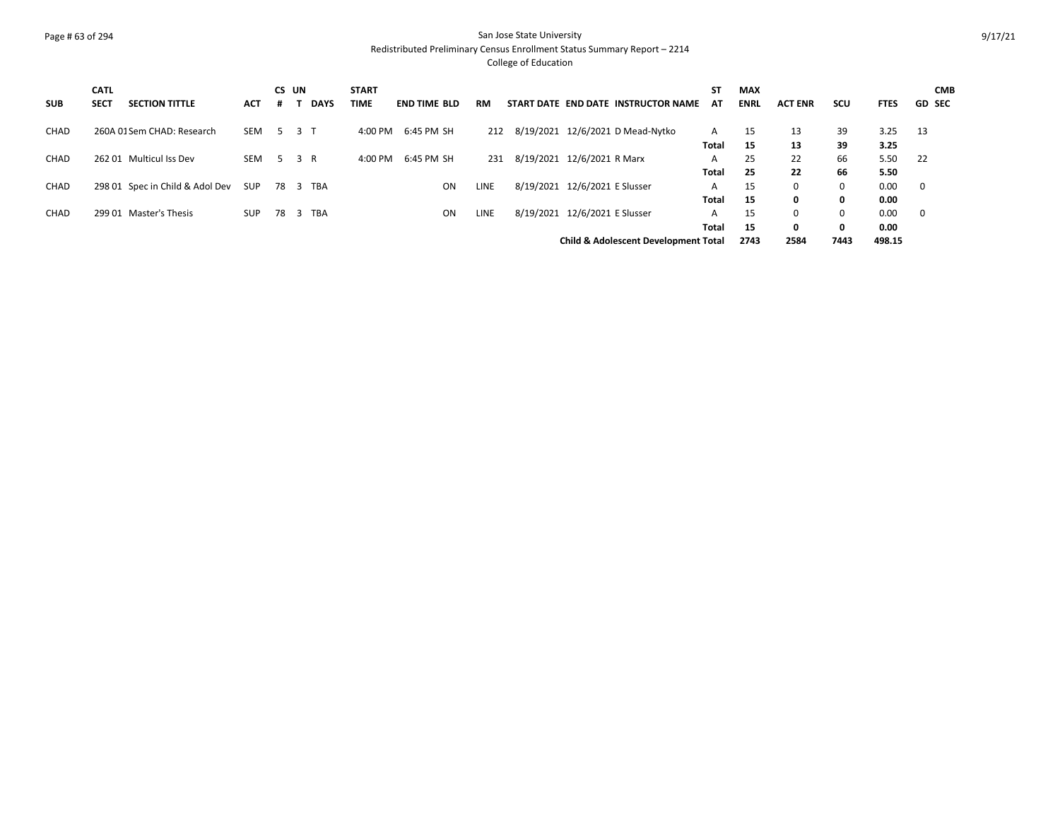# San Jose State University
## Redistributed Preliminary Census Enrollment Status Summary Report – 2214
### College of Education

| SUB | CATL SECT | SECTION TITTLE | ACT | CS # | UN T | DAYS | START TIME | END TIME | BLD | RM | START DATE | END DATE | INSTRUCTOR NAME | ST AT | MAX ENRL | ACT ENR | SCU | FTES | GD | CMB SEC |
|---|---|---|---|---|---|---|---|---|---|---|---|---|---|---|---|---|---|---|---|---|
| CHAD | 260A 01 | Sem CHAD: Research | SEM | 5 | 3 | T | 4:00 PM | 6:45 PM | SH | 212 | 8/19/2021 | 12/6/2021 | D Mead-Nytko | A | 15 | 13 | 39 | 3.25 | 13 | |
| | | | | | | | | | | | | | | **Total** | **15** | **13** | **39** | **3.25** | | |
| CHAD | 262 01 | Multicul Iss Dev | SEM | 5 | 3 | R | 4:00 PM | 6:45 PM | SH | 231 | 8/19/2021 | 12/6/2021 | R Marx | A | 25 | 22 | 66 | 5.50 | 22 | |
| | | | | | | | | | | | | | | **Total** | **25** | **22** | **66** | **5.50** | | |
| CHAD | 298 01 | Spec in Child & Adol Dev | SUP | 78 | 3 | TBA | | | ON | LINE | 8/19/2021 | 12/6/2021 | E Slusser | A | 15 | 0 | 0 | 0.00 | 0 | |
| | | | | | | | | | | | | | | **Total** | **15** | **0** | **0** | **0.00** | | |
| CHAD | 299 01 | Master's Thesis | SUP | 78 | 3 | TBA | | | ON | LINE | 8/19/2021 | 12/6/2021 | E Slusser | A | 15 | 0 | 0 | 0.00 | 0 | |
| | | | | | | | | | | | | | | **Total** | **15** | **0** | **0** | **0.00** | | |
| | | | | | | | | | | | | | **Child & Adolescent Development Total** | | **2743** | **2584** | **7443** | **498.15** | | |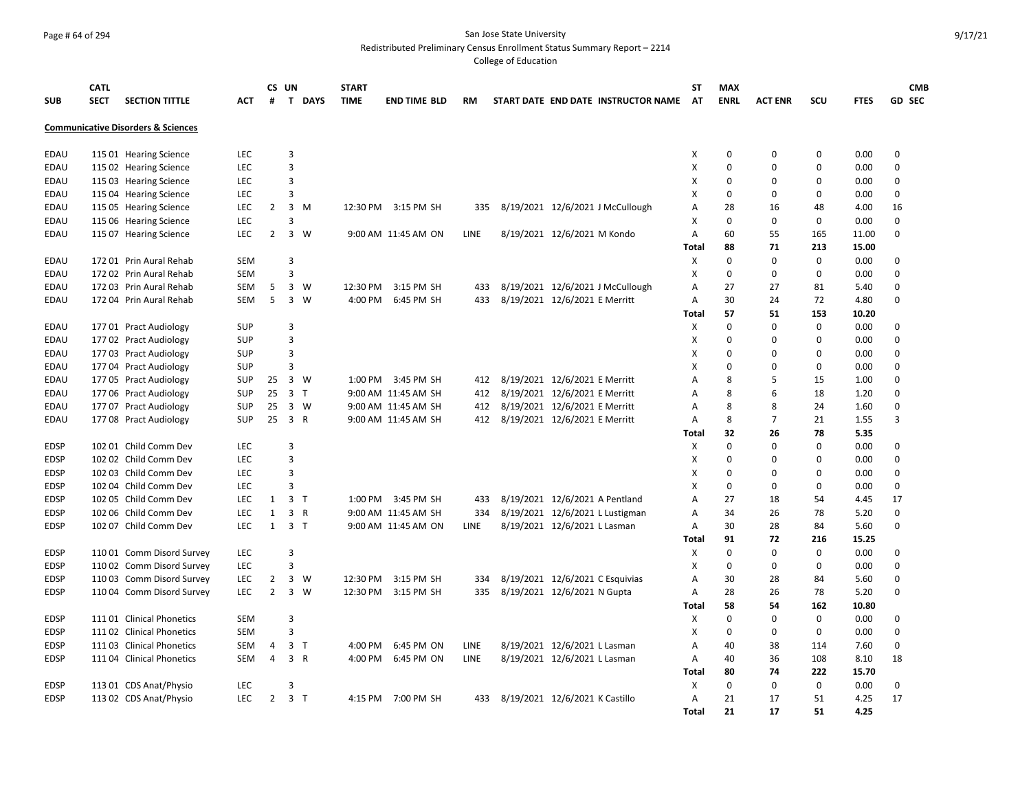San Jose State University
Redistributed Preliminary Census Enrollment Status Summary Report – 2214
College of Education

| SUB | CATL SECT | SECTION TITTLE | ACT | CS # | UN T | DAYS | START TIME | END TIME | BLD | RM | START DATE | END DATE | INSTRUCTOR NAME | ST AT | MAX ENRL | ACT ENR | SCU | FTES | GD | CMB SEC |
|---|---|---|---|---|---|---|---|---|---|---|---|---|---|---|---|---|---|---|---|---|
| **Communicative Disorders & Sciences** | | | | | | | | | | | | | | | | | | | | |
| EDAU | 115 01 | Hearing Science | LEC | | 3 | | | | | | | | | X | 0 | 0 | 0 | 0.00 | 0 | |
| EDAU | 115 02 | Hearing Science | LEC | | 3 | | | | | | | | | X | 0 | 0 | 0 | 0.00 | 0 | |
| EDAU | 115 03 | Hearing Science | LEC | | 3 | | | | | | | | | X | 0 | 0 | 0 | 0.00 | 0 | |
| EDAU | 115 04 | Hearing Science | LEC | | 3 | | | | | | | | | X | 0 | 0 | 0 | 0.00 | 0 | |
| EDAU | 115 05 | Hearing Science | LEC | 2 | 3 | M | 12:30 PM | 3:15 PM | SH | 335 | 8/19/2021 | 12/6/2021 | J McCullough | A | 28 | 16 | 48 | 4.00 | 16 | |
| EDAU | 115 06 | Hearing Science | LEC | | 3 | | | | | | | | | X | 0 | 0 | 0 | 0.00 | 0 | |
| EDAU | 115 07 | Hearing Science | LEC | 2 | 3 | W | 9:00 AM | 11:45 AM | ON | LINE | 8/19/2021 | 12/6/2021 | M Kondo | A | 60 | 55 | 165 | 11.00 | 0 | |
| | | | | | | | | | | | | | | **Total** | **88** | **71** | **213** | **15.00** | | |
| EDAU | 172 01 | Prin Aural Rehab | SEM | | 3 | | | | | | | | | X | 0 | 0 | 0 | 0.00 | 0 | |
| EDAU | 172 02 | Prin Aural Rehab | SEM | | 3 | | | | | | | | | X | 0 | 0 | 0 | 0.00 | 0 | |
| EDAU | 172 03 | Prin Aural Rehab | SEM | 5 | 3 | W | 12:30 PM | 3:15 PM | SH | 433 | 8/19/2021 | 12/6/2021 | J McCullough | A | 27 | 27 | 81 | 5.40 | 0 | |
| EDAU | 172 04 | Prin Aural Rehab | SEM | 5 | 3 | W | 4:00 PM | 6:45 PM | SH | 433 | 8/19/2021 | 12/6/2021 | E Merritt | A | 30 | 24 | 72 | 4.80 | 0 | |
| | | | | | | | | | | | | | | **Total** | **57** | **51** | **153** | **10.20** | | |
| EDAU | 177 01 | Pract Audiology | SUP | | 3 | | | | | | | | | X | 0 | 0 | 0 | 0.00 | 0 | |
| EDAU | 177 02 | Pract Audiology | SUP | | 3 | | | | | | | | | X | 0 | 0 | 0 | 0.00 | 0 | |
| EDAU | 177 03 | Pract Audiology | SUP | | 3 | | | | | | | | | X | 0 | 0 | 0 | 0.00 | 0 | |
| EDAU | 177 04 | Pract Audiology | SUP | | 3 | | | | | | | | | X | 0 | 0 | 0 | 0.00 | 0 | |
| EDAU | 177 05 | Pract Audiology | SUP | 25 | 3 | W | 1:00 PM | 3:45 PM | SH | 412 | 8/19/2021 | 12/6/2021 | E Merritt | A | 8 | 5 | 15 | 1.00 | 0 | |
| EDAU | 177 06 | Pract Audiology | SUP | 25 | 3 | T | 9:00 AM | 11:45 AM | SH | 412 | 8/19/2021 | 12/6/2021 | E Merritt | A | 8 | 6 | 18 | 1.20 | 0 | |
| EDAU | 177 07 | Pract Audiology | SUP | 25 | 3 | W | 9:00 AM | 11:45 AM | SH | 412 | 8/19/2021 | 12/6/2021 | E Merritt | A | 8 | 8 | 24 | 1.60 | 0 | |
| EDAU | 177 08 | Pract Audiology | SUP | 25 | 3 | R | 9:00 AM | 11:45 AM | SH | 412 | 8/19/2021 | 12/6/2021 | E Merritt | A | 8 | 7 | 21 | 1.55 | 3 | |
| | | | | | | | | | | | | | | **Total** | **32** | **26** | **78** | **5.35** | | |
| EDSP | 102 01 | Child Comm Dev | LEC | | 3 | | | | | | | | | X | 0 | 0 | 0 | 0.00 | 0 | |
| EDSP | 102 02 | Child Comm Dev | LEC | | 3 | | | | | | | | | X | 0 | 0 | 0 | 0.00 | 0 | |
| EDSP | 102 03 | Child Comm Dev | LEC | | 3 | | | | | | | | | X | 0 | 0 | 0 | 0.00 | 0 | |
| EDSP | 102 04 | Child Comm Dev | LEC | | 3 | | | | | | | | | X | 0 | 0 | 0 | 0.00 | 0 | |
| EDSP | 102 05 | Child Comm Dev | LEC | 1 | 3 | T | 1:00 PM | 3:45 PM | SH | 433 | 8/19/2021 | 12/6/2021 | A Pentland | A | 27 | 18 | 54 | 4.45 | 17 | |
| EDSP | 102 06 | Child Comm Dev | LEC | 1 | 3 | R | 9:00 AM | 11:45 AM | SH | 334 | 8/19/2021 | 12/6/2021 | L Lustigman | A | 34 | 26 | 78 | 5.20 | 0 | |
| EDSP | 102 07 | Child Comm Dev | LEC | 1 | 3 | T | 9:00 AM | 11:45 AM | ON | LINE | 8/19/2021 | 12/6/2021 | L Lasman | A | 30 | 28 | 84 | 5.60 | 0 | |
| | | | | | | | | | | | | | | **Total** | **91** | **72** | **216** | **15.25** | | |
| EDSP | 110 01 | Comm Disord Survey | LEC | | 3 | | | | | | | | | X | 0 | 0 | 0 | 0.00 | 0 | |
| EDSP | 110 02 | Comm Disord Survey | LEC | | 3 | | | | | | | | | X | 0 | 0 | 0 | 0.00 | 0 | |
| EDSP | 110 03 | Comm Disord Survey | LEC | 2 | 3 | W | 12:30 PM | 3:15 PM | SH | 334 | 8/19/2021 | 12/6/2021 | C Esquivias | A | 30 | 28 | 84 | 5.60 | 0 | |
| EDSP | 110 04 | Comm Disord Survey | LEC | 2 | 3 | W | 12:30 PM | 3:15 PM | SH | 335 | 8/19/2021 | 12/6/2021 | N Gupta | A | 28 | 26 | 78 | 5.20 | 0 | |
| | | | | | | | | | | | | | | **Total** | **58** | **54** | **162** | **10.80** | | |
| EDSP | 111 01 | Clinical Phonetics | SEM | | 3 | | | | | | | | | X | 0 | 0 | 0 | 0.00 | 0 | |
| EDSP | 111 02 | Clinical Phonetics | SEM | | 3 | | | | | | | | | X | 0 | 0 | 0 | 0.00 | 0 | |
| EDSP | 111 03 | Clinical Phonetics | SEM | 4 | 3 | T | 4:00 PM | 6:45 PM | ON | LINE | 8/19/2021 | 12/6/2021 | L Lasman | A | 40 | 38 | 114 | 7.60 | 0 | |
| EDSP | 111 04 | Clinical Phonetics | SEM | 4 | 3 | R | 4:00 PM | 6:45 PM | ON | LINE | 8/19/2021 | 12/6/2021 | L Lasman | A | 40 | 36 | 108 | 8.10 | 18 | |
| | | | | | | | | | | | | | | **Total** | **80** | **74** | **222** | **15.70** | | |
| EDSP | 113 01 | CDS Anat/Physio | LEC | | 3 | | | | | | | | | X | 0 | 0 | 0 | 0.00 | 0 | |
| EDSP | 113 02 | CDS Anat/Physio | LEC | 2 | 3 | T | 4:15 PM | 7:00 PM | SH | 433 | 8/19/2021 | 12/6/2021 | K Castillo | A | 21 | 17 | 51 | 4.25 | 17 | |
| | | | | | | | | | | | | | | **Total** | **21** | **17** | **51** | **4.25** | | |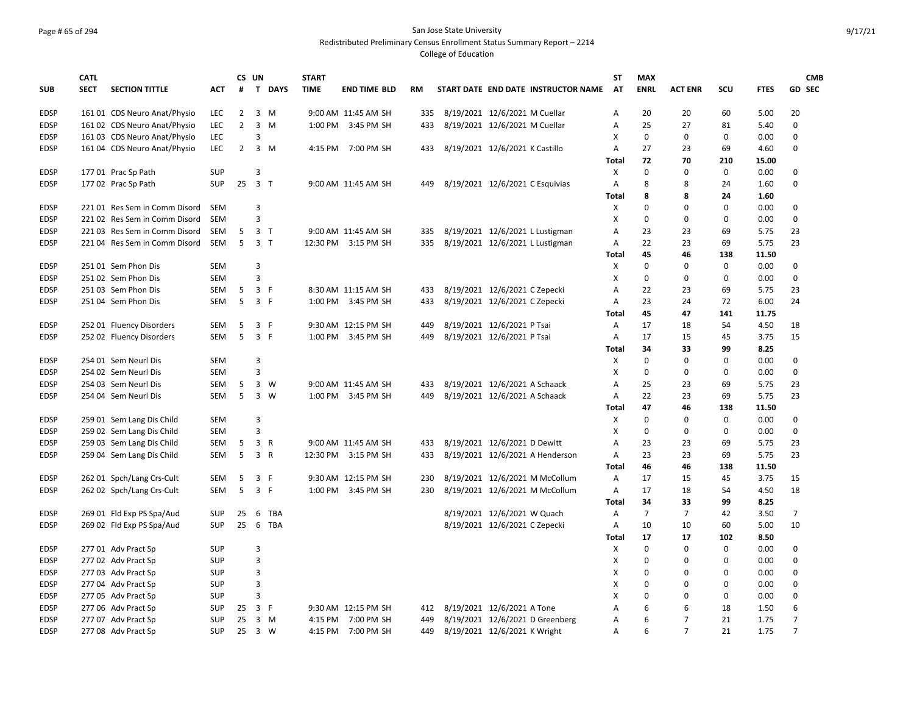San Jose State University

Redistributed Preliminary Census Enrollment Status Summary Report – 2214

College of Education

| SUB | CATL SECT | SECTION TITTLE | ACT | CS # | UN T | DAYS | START TIME | END TIME | BLD | RM | START DATE | END DATE | INSTRUCTOR NAME | ST AT | MAX ENRL | ACT ENR | SCU | FTES | GD | CMB SEC |
|---|---|---|---|---|---|---|---|---|---|---|---|---|---|---|---|---|---|---|---|---|
| EDSP | 161 01 | CDS Neuro Anat/Physio | LEC | 2 | 3 | M | 9:00 AM | 11:45 AM | SH | 335 | 8/19/2021 | 12/6/2021 | M Cuellar | A | 20 | 20 | 60 | 5.00 | 20 | |
| EDSP | 161 02 | CDS Neuro Anat/Physio | LEC | 2 | 3 | M | 1:00 PM | 3:45 PM | SH | 433 | 8/19/2021 | 12/6/2021 | M Cuellar | A | 25 | 27 | 81 | 5.40 | 0 | |
| EDSP | 161 03 | CDS Neuro Anat/Physio | LEC | | 3 | | | | | | | | | X | 0 | 0 | 0 | 0.00 | 0 | |
| EDSP | 161 04 | CDS Neuro Anat/Physio | LEC | 2 | 3 | M | 4:15 PM | 7:00 PM | SH | 433 | 8/19/2021 | 12/6/2021 | K Castillo | A | 27 | 23 | 69 | 4.60 | 0 | |
| | | | | | | | | | | | | | | **Total** | **72** | **70** | **210** | **15.00** | | |
| EDSP | 177 01 | Prac Sp Path | SUP | | 3 | | | | | | | | | X | 0 | 0 | 0 | 0.00 | 0 | |
| EDSP | 177 02 | Prac Sp Path | SUP | 25 | 3 | T | 9:00 AM | 11:45 AM | SH | 449 | 8/19/2021 | 12/6/2021 | C Esquivias | A | 8 | 8 | 24 | 1.60 | 0 | |
| | | | | | | | | | | | | | | **Total** | **8** | **8** | **24** | **1.60** | | |
| EDSP | 221 01 | Res Sem in Comm Disord | SEM | | 3 | | | | | | | | | X | 0 | 0 | 0 | 0.00 | 0 | |
| EDSP | 221 02 | Res Sem in Comm Disord | SEM | | 3 | | | | | | | | | X | 0 | 0 | 0 | 0.00 | 0 | |
| EDSP | 221 03 | Res Sem in Comm Disord | SEM | 5 | 3 | T | 9:00 AM | 11:45 AM | SH | 335 | 8/19/2021 | 12/6/2021 | L Lustigman | A | 23 | 23 | 69 | 5.75 | 23 | |
| EDSP | 221 04 | Res Sem in Comm Disord | SEM | 5 | 3 | T | 12:30 PM | 3:15 PM | SH | 335 | 8/19/2021 | 12/6/2021 | L Lustigman | A | 22 | 23 | 69 | 5.75 | 23 | |
| | | | | | | | | | | | | | | **Total** | **45** | **46** | **138** | **11.50** | | |
| EDSP | 251 01 | Sem Phon Dis | SEM | | 3 | | | | | | | | | X | 0 | 0 | 0 | 0.00 | 0 | |
| EDSP | 251 02 | Sem Phon Dis | SEM | | 3 | | | | | | | | | X | 0 | 0 | 0 | 0.00 | 0 | |
| EDSP | 251 03 | Sem Phon Dis | SEM | 5 | 3 | F | 8:30 AM | 11:15 AM | SH | 433 | 8/19/2021 | 12/6/2021 | C Zepecki | A | 22 | 23 | 69 | 5.75 | 23 | |
| EDSP | 251 04 | Sem Phon Dis | SEM | 5 | 3 | F | 1:00 PM | 3:45 PM | SH | 433 | 8/19/2021 | 12/6/2021 | C Zepecki | A | 23 | 24 | 72 | 6.00 | 24 | |
| | | | | | | | | | | | | | | **Total** | **45** | **47** | **141** | **11.75** | | |
| EDSP | 252 01 | Fluency Disorders | SEM | 5 | 3 | F | 9:30 AM | 12:15 PM | SH | 449 | 8/19/2021 | 12/6/2021 | P Tsai | A | 17 | 18 | 54 | 4.50 | 18 | |
| EDSP | 252 02 | Fluency Disorders | SEM | 5 | 3 | F | 1:00 PM | 3:45 PM | SH | 449 | 8/19/2021 | 12/6/2021 | P Tsai | A | 17 | 15 | 45 | 3.75 | 15 | |
| | | | | | | | | | | | | | | **Total** | **34** | **33** | **99** | **8.25** | | |
| EDSP | 254 01 | Sem Neurl Dis | SEM | | 3 | | | | | | | | | X | 0 | 0 | 0 | 0.00 | 0 | |
| EDSP | 254 02 | Sem Neurl Dis | SEM | | 3 | | | | | | | | | X | 0 | 0 | 0 | 0.00 | 0 | |
| EDSP | 254 03 | Sem Neurl Dis | SEM | 5 | 3 | W | 9:00 AM | 11:45 AM | SH | 433 | 8/19/2021 | 12/6/2021 | A Schaack | A | 25 | 23 | 69 | 5.75 | 23 | |
| EDSP | 254 04 | Sem Neurl Dis | SEM | 5 | 3 | W | 1:00 PM | 3:45 PM | SH | 449 | 8/19/2021 | 12/6/2021 | A Schaack | A | 22 | 23 | 69 | 5.75 | 23 | |
| | | | | | | | | | | | | | | **Total** | **47** | **46** | **138** | **11.50** | | |
| EDSP | 259 01 | Sem Lang Dis Child | SEM | | 3 | | | | | | | | | X | 0 | 0 | 0 | 0.00 | 0 | |
| EDSP | 259 02 | Sem Lang Dis Child | SEM | | 3 | | | | | | | | | X | 0 | 0 | 0 | 0.00 | 0 | |
| EDSP | 259 03 | Sem Lang Dis Child | SEM | 5 | 3 | R | 9:00 AM | 11:45 AM | SH | 433 | 8/19/2021 | 12/6/2021 | D Dewitt | A | 23 | 23 | 69 | 5.75 | 23 | |
| EDSP | 259 04 | Sem Lang Dis Child | SEM | 5 | 3 | R | 12:30 PM | 3:15 PM | SH | 433 | 8/19/2021 | 12/6/2021 | A Henderson | A | 23 | 23 | 69 | 5.75 | 23 | |
| | | | | | | | | | | | | | | **Total** | **46** | **46** | **138** | **11.50** | | |
| EDSP | 262 01 | Spch/Lang Crs-Cult | SEM | 5 | 3 | F | 9:30 AM | 12:15 PM | SH | 230 | 8/19/2021 | 12/6/2021 | M McCollum | A | 17 | 15 | 45 | 3.75 | 15 | |
| EDSP | 262 02 | Spch/Lang Crs-Cult | SEM | 5 | 3 | F | 1:00 PM | 3:45 PM | SH | 230 | 8/19/2021 | 12/6/2021 | M McCollum | A | 17 | 18 | 54 | 4.50 | 18 | |
| | | | | | | | | | | | | | | **Total** | **34** | **33** | **99** | **8.25** | | |
| EDSP | 269 01 | Fld Exp PS Spa/Aud | SUP | 25 | 6 | TBA | | | | | 8/19/2021 | 12/6/2021 | W Quach | A | 7 | 7 | 42 | 3.50 | 7 | |
| EDSP | 269 02 | Fld Exp PS Spa/Aud | SUP | 25 | 6 | TBA | | | | | 8/19/2021 | 12/6/2021 | C Zepecki | A | 10 | 10 | 60 | 5.00 | 10 | |
| | | | | | | | | | | | | | | **Total** | **17** | **17** | **102** | **8.50** | | |
| EDSP | 277 01 | Adv Pract Sp | SUP | | 3 | | | | | | | | | X | 0 | 0 | 0 | 0.00 | 0 | |
| EDSP | 277 02 | Adv Pract Sp | SUP | | 3 | | | | | | | | | X | 0 | 0 | 0 | 0.00 | 0 | |
| EDSP | 277 03 | Adv Pract Sp | SUP | | 3 | | | | | | | | | X | 0 | 0 | 0 | 0.00 | 0 | |
| EDSP | 277 04 | Adv Pract Sp | SUP | | 3 | | | | | | | | | X | 0 | 0 | 0 | 0.00 | 0 | |
| EDSP | 277 05 | Adv Pract Sp | SUP | | 3 | | | | | | | | | X | 0 | 0 | 0 | 0.00 | 0 | |
| EDSP | 277 06 | Adv Pract Sp | SUP | 25 | 3 | F | 9:30 AM | 12:15 PM | SH | 412 | 8/19/2021 | 12/6/2021 | A Tone | A | 6 | 6 | 18 | 1.50 | 6 | |
| EDSP | 277 07 | Adv Pract Sp | SUP | 25 | 3 | M | 4:15 PM | 7:00 PM | SH | 449 | 8/19/2021 | 12/6/2021 | D Greenberg | A | 6 | 7 | 21 | 1.75 | 7 | |
| EDSP | 277 08 | Adv Pract Sp | SUP | 25 | 3 | W | 4:15 PM | 7:00 PM | SH | 449 | 8/19/2021 | 12/6/2021 | K Wright | A | 6 | 7 | 21 | 1.75 | 7 | |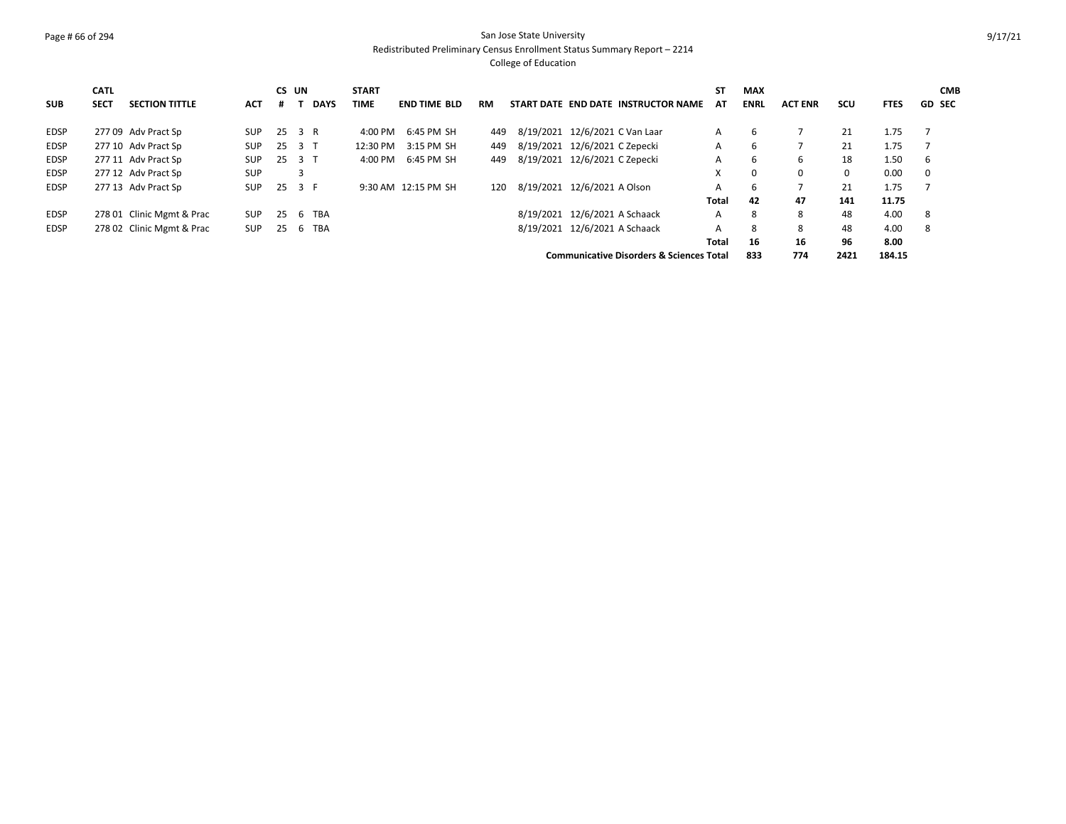| SUB | CATL SECT | SECTION TITTLE | ACT | CS # | UN T | DAYS | START TIME | END TIME | BLD | RM | START DATE | END DATE | INSTRUCTOR NAME | ST AT | MAX ENRL | ACT ENR | SCU | FTES | GD | CMB SEC |
|---|---|---|---|---|---|---|---|---|---|---|---|---|---|---|---|---|---|---|---|---|
| EDSP | 277 09 | Adv Pract Sp | SUP | 25 | 3 | R | 4:00 PM | 6:45 PM | SH | 449 | 8/19/2021 | 12/6/2021 | C Van Laar | A | 6 | 7 | 21 | 1.75 | 7 | |
| EDSP | 277 10 | Adv Pract Sp | SUP | 25 | 3 | T | 12:30 PM | 3:15 PM | SH | 449 | 8/19/2021 | 12/6/2021 | C Zepecki | A | 6 | 7 | 21 | 1.75 | 7 | |
| EDSP | 277 11 | Adv Pract Sp | SUP | 25 | 3 | T | 4:00 PM | 6:45 PM | SH | 449 | 8/19/2021 | 12/6/2021 | C Zepecki | A | 6 | 6 | 18 | 1.50 | 6 | |
| EDSP | 277 12 | Adv Pract Sp | SUP | | 3 | | | | | | | | | X | 0 | 0 | 0 | 0.00 | 0 | |
| EDSP | 277 13 | Adv Pract Sp | SUP | 25 | 3 | F | 9:30 AM | 12:15 PM | SH | 120 | 8/19/2021 | 12/6/2021 | A Olson | A | 6 | 7 | 21 | 1.75 | 7 | |
| | | | | | | | | | | | | | | **Total** | **42** | **47** | **141** | **11.75** | | |
| EDSP | 278 01 | Clinic Mgmt & Prac | SUP | 25 | 6 | TBA | | | | | 8/19/2021 | 12/6/2021 | A Schaack | A | 8 | 8 | 48 | 4.00 | 8 | |
| EDSP | 278 02 | Clinic Mgmt & Prac | SUP | 25 | 6 | TBA | | | | | 8/19/2021 | 12/6/2021 | A Schaack | A | 8 | 8 | 48 | 4.00 | 8 | |
| | | | | | | | | | | | | | | **Total** | **16** | **16** | **96** | **8.00** | | |
| | | | | | | | | | | | | | **Communicative Disorders & Sciences Total** | | **833** | **774** | **2421** | **184.15** | | |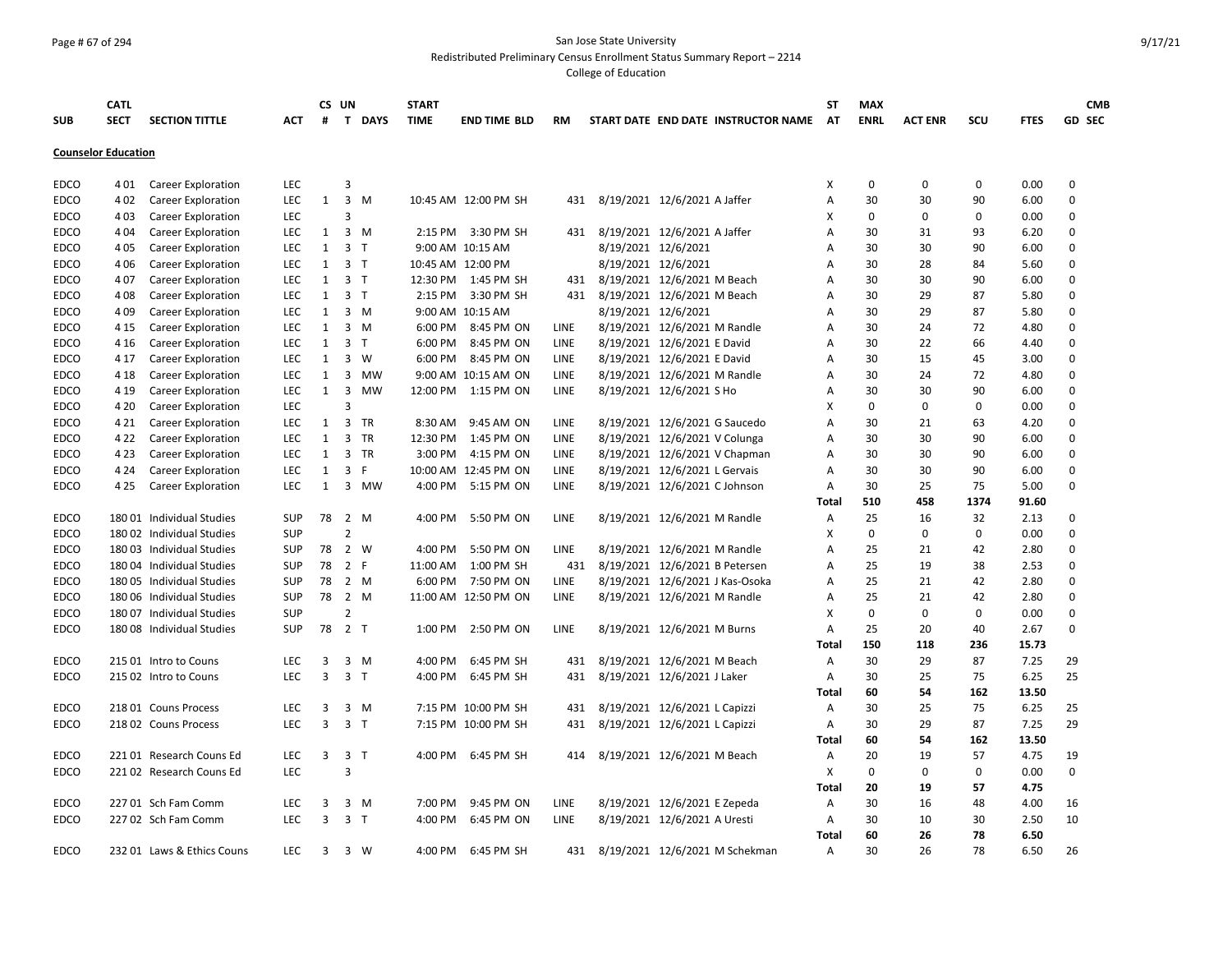San Jose State University

Redistributed Preliminary Census Enrollment Status Summary Report – 2214

College of Education

| SUB | CATL SECT | SECTION TITTLE | ACT | CS # | UN T | DAYS | START TIME | END TIME | BLD | RM | START DATE | END DATE | INSTRUCTOR NAME | ST AT | MAX ENRL | ACT ENR | SCU | FTES | GD | CMB SEC |
|---|---|---|---|---|---|---|---|---|---|---|---|---|---|---|---|---|---|---|---|---|
| **Counselor Education** | | | | | | | | | | | | | | | | | | | | |
| EDCO | 4 01 | Career Exploration | LEC | | 3 | | | | | | | | | X | 0 | 0 | 0 | 0.00 | 0 | |
| EDCO | 4 02 | Career Exploration | LEC | 1 | 3 | M | 10:45 AM | 12:00 PM | SH | 431 | 8/19/2021 | 12/6/2021 | A Jaffer | A | 30 | 30 | 90 | 6.00 | 0 | |
| EDCO | 4 03 | Career Exploration | LEC | | 3 | | | | | | | | | X | 0 | 0 | 0 | 0.00 | 0 | |
| EDCO | 4 04 | Career Exploration | LEC | 1 | 3 | M | 2:15 PM | 3:30 PM | SH | 431 | 8/19/2021 | 12/6/2021 | A Jaffer | A | 30 | 31 | 93 | 6.20 | 0 | |
| EDCO | 4 05 | Career Exploration | LEC | 1 | 3 | T | 9:00 AM | 10:15 AM | | | 8/19/2021 | 12/6/2021 | | A | 30 | 30 | 90 | 6.00 | 0 | |
| EDCO | 4 06 | Career Exploration | LEC | 1 | 3 | T | 10:45 AM | 12:00 PM | | | 8/19/2021 | 12/6/2021 | | A | 30 | 28 | 84 | 5.60 | 0 | |
| EDCO | 4 07 | Career Exploration | LEC | 1 | 3 | T | 12:30 PM | 1:45 PM | SH | 431 | 8/19/2021 | 12/6/2021 | M Beach | A | 30 | 30 | 90 | 6.00 | 0 | |
| EDCO | 4 08 | Career Exploration | LEC | 1 | 3 | T | 2:15 PM | 3:30 PM | SH | 431 | 8/19/2021 | 12/6/2021 | M Beach | A | 30 | 29 | 87 | 5.80 | 0 | |
| EDCO | 4 09 | Career Exploration | LEC | 1 | 3 | M | 9:00 AM | 10:15 AM | | | 8/19/2021 | 12/6/2021 | | A | 30 | 29 | 87 | 5.80 | 0 | |
| EDCO | 4 15 | Career Exploration | LEC | 1 | 3 | M | 6:00 PM | 8:45 PM | ON | LINE | 8/19/2021 | 12/6/2021 | M Randle | A | 30 | 24 | 72 | 4.80 | 0 | |
| EDCO | 4 16 | Career Exploration | LEC | 1 | 3 | T | 6:00 PM | 8:45 PM | ON | LINE | 8/19/2021 | 12/6/2021 | E David | A | 30 | 22 | 66 | 4.40 | 0 | |
| EDCO | 4 17 | Career Exploration | LEC | 1 | 3 | W | 6:00 PM | 8:45 PM | ON | LINE | 8/19/2021 | 12/6/2021 | E David | A | 30 | 15 | 45 | 3.00 | 0 | |
| EDCO | 4 18 | Career Exploration | LEC | 1 | 3 | MW | 9:00 AM | 10:15 AM | ON | LINE | 8/19/2021 | 12/6/2021 | M Randle | A | 30 | 24 | 72 | 4.80 | 0 | |
| EDCO | 4 19 | Career Exploration | LEC | 1 | 3 | MW | 12:00 PM | 1:15 PM | ON | LINE | 8/19/2021 | 12/6/2021 | S Ho | A | 30 | 30 | 90 | 6.00 | 0 | |
| EDCO | 4 20 | Career Exploration | LEC | | 3 | | | | | | | | | X | 0 | 0 | 0 | 0.00 | 0 | |
| EDCO | 4 21 | Career Exploration | LEC | 1 | 3 | TR | 8:30 AM | 9:45 AM | ON | LINE | 8/19/2021 | 12/6/2021 | G Saucedo | A | 30 | 21 | 63 | 4.20 | 0 | |
| EDCO | 4 22 | Career Exploration | LEC | 1 | 3 | TR | 12:30 PM | 1:45 PM | ON | LINE | 8/19/2021 | 12/6/2021 | V Colunga | A | 30 | 30 | 90 | 6.00 | 0 | |
| EDCO | 4 23 | Career Exploration | LEC | 1 | 3 | TR | 3:00 PM | 4:15 PM | ON | LINE | 8/19/2021 | 12/6/2021 | V Chapman | A | 30 | 30 | 90 | 6.00 | 0 | |
| EDCO | 4 24 | Career Exploration | LEC | 1 | 3 | F | 10:00 AM | 12:45 PM | ON | LINE | 8/19/2021 | 12/6/2021 | L Gervais | A | 30 | 30 | 90 | 6.00 | 0 | |
| EDCO | 4 25 | Career Exploration | LEC | 1 | 3 | MW | 4:00 PM | 5:15 PM | ON | LINE | 8/19/2021 | 12/6/2021 | C Johnson | A | 30 | 25 | 75 | 5.00 | 0 | |
| | | | | | | | | | | | | | | **Total** | **510** | **458** | **1374** | **91.60** | | |
| EDCO | 180 01 | Individual Studies | SUP | 78 | 2 | M | 4:00 PM | 5:50 PM | ON | LINE | 8/19/2021 | 12/6/2021 | M Randle | A | 25 | 16 | 32 | 2.13 | 0 | |
| EDCO | 180 02 | Individual Studies | SUP | | 2 | | | | | | | | | X | 0 | 0 | 0 | 0.00 | 0 | |
| EDCO | 180 03 | Individual Studies | SUP | 78 | 2 | W | 4:00 PM | 5:50 PM | ON | LINE | 8/19/2021 | 12/6/2021 | M Randle | A | 25 | 21 | 42 | 2.80 | 0 | |
| EDCO | 180 04 | Individual Studies | SUP | 78 | 2 | F | 11:00 AM | 1:00 PM | SH | 431 | 8/19/2021 | 12/6/2021 | B Petersen | A | 25 | 19 | 38 | 2.53 | 0 | |
| EDCO | 180 05 | Individual Studies | SUP | 78 | 2 | M | 6:00 PM | 7:50 PM | ON | LINE | 8/19/2021 | 12/6/2021 | J Kas-Osoka | A | 25 | 21 | 42 | 2.80 | 0 | |
| EDCO | 180 06 | Individual Studies | SUP | 78 | 2 | M | 11:00 AM | 12:50 PM | ON | LINE | 8/19/2021 | 12/6/2021 | M Randle | A | 25 | 21 | 42 | 2.80 | 0 | |
| EDCO | 180 07 | Individual Studies | SUP | | 2 | | | | | | | | | X | 0 | 0 | 0 | 0.00 | 0 | |
| EDCO | 180 08 | Individual Studies | SUP | 78 | 2 | T | 1:00 PM | 2:50 PM | ON | LINE | 8/19/2021 | 12/6/2021 | M Burns | A | 25 | 20 | 40 | 2.67 | 0 | |
| | | | | | | | | | | | | | | **Total** | **150** | **118** | **236** | **15.73** | | |
| EDCO | 215 01 | Intro to Couns | LEC | 3 | 3 | M | 4:00 PM | 6:45 PM | SH | 431 | 8/19/2021 | 12/6/2021 | M Beach | A | 30 | 29 | 87 | 7.25 | 29 | |
| EDCO | 215 02 | Intro to Couns | LEC | 3 | 3 | T | 4:00 PM | 6:45 PM | SH | 431 | 8/19/2021 | 12/6/2021 | J Laker | A | 30 | 25 | 75 | 6.25 | 25 | |
| | | | | | | | | | | | | | | **Total** | **60** | **54** | **162** | **13.50** | | |
| EDCO | 218 01 | Couns Process | LEC | 3 | 3 | M | 7:15 PM | 10:00 PM | SH | 431 | 8/19/2021 | 12/6/2021 | L Capizzi | A | 30 | 25 | 75 | 6.25 | 25 | |
| EDCO | 218 02 | Couns Process | LEC | 3 | 3 | T | 7:15 PM | 10:00 PM | SH | 431 | 8/19/2021 | 12/6/2021 | L Capizzi | A | 30 | 29 | 87 | 7.25 | 29 | |
| | | | | | | | | | | | | | | **Total** | **60** | **54** | **162** | **13.50** | | |
| EDCO | 221 01 | Research Couns Ed | LEC | 3 | 3 | T | 4:00 PM | 6:45 PM | SH | 414 | 8/19/2021 | 12/6/2021 | M Beach | A | 20 | 19 | 57 | 4.75 | 19 | |
| EDCO | 221 02 | Research Couns Ed | LEC | | 3 | | | | | | | | | X | 0 | 0 | 0 | 0.00 | 0 | |
| | | | | | | | | | | | | | | **Total** | **20** | **19** | **57** | **4.75** | | |
| EDCO | 227 01 | Sch Fam Comm | LEC | 3 | 3 | M | 7:00 PM | 9:45 PM | ON | LINE | 8/19/2021 | 12/6/2021 | E Zepeda | A | 30 | 16 | 48 | 4.00 | 16 | |
| EDCO | 227 02 | Sch Fam Comm | LEC | 3 | 3 | T | 4:00 PM | 6:45 PM | ON | LINE | 8/19/2021 | 12/6/2021 | A Uresti | A | 30 | 10 | 30 | 2.50 | 10 | |
| | | | | | | | | | | | | | | **Total** | **60** | **26** | **78** | **6.50** | | |
| EDCO | 232 01 | Laws & Ethics Couns | LEC | 3 | 3 | W | 4:00 PM | 6:45 PM | SH | 431 | 8/19/2021 | 12/6/2021 | M Schekman | A | 30 | 26 | 78 | 6.50 | 26 | |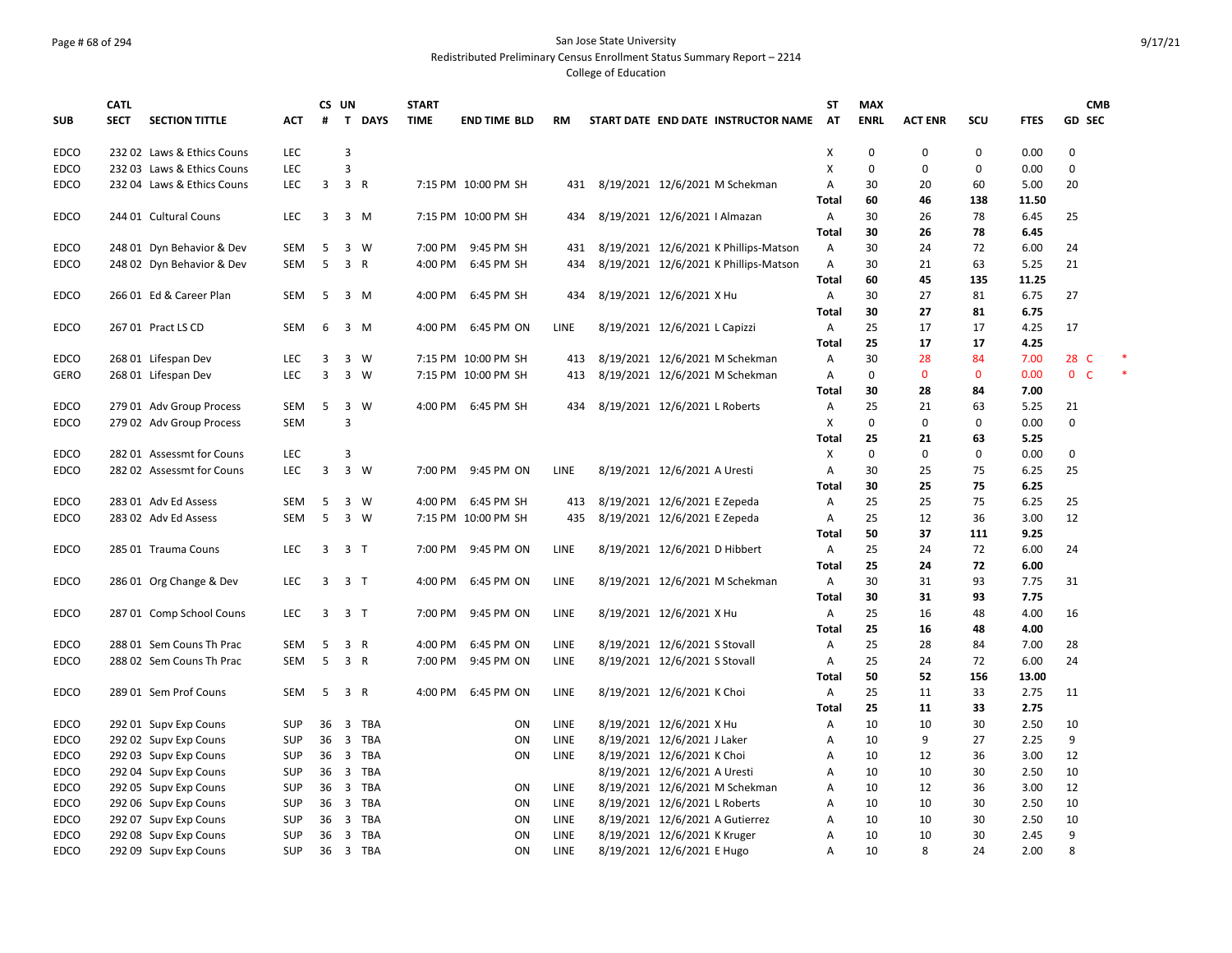San Jose State University
Redistributed Preliminary Census Enrollment Status Summary Report – 2214
College of Education

| SUB | CATL SECT | SECTION TITTLE | ACT | CS # | UN T | DAYS | START TIME | END TIME | BLD | RM | START DATE | END DATE | INSTRUCTOR NAME | ST AT | MAX ENRL | ACT ENR | SCU | FTES | GD | CMB SEC |
|---|---|---|---|---|---|---|---|---|---|---|---|---|---|---|---|---|---|---|---|---|
| EDCO | 232 02 | Laws & Ethics Couns | LEC | | 3 | | | | | | | | | X | 0 | 0 | 0 | 0.00 | 0 | |
| EDCO | 232 03 | Laws & Ethics Couns | LEC | | 3 | | | | | | | | | X | 0 | 0 | 0 | 0.00 | 0 | |
| EDCO | 232 04 | Laws & Ethics Couns | LEC | 3 | 3 | R | 7:15 PM | 10:00 PM | SH | 431 | 8/19/2021 | 12/6/2021 | M Schekman | A | 30 | 20 | 60 | 5.00 | 20 | |
| | | | | | | | | | | | | | | Total | 60 | 46 | 138 | 11.50 | | |
| EDCO | 244 01 | Cultural Couns | LEC | 3 | 3 | M | 7:15 PM | 10:00 PM | SH | 434 | 8/19/2021 | 12/6/2021 | I Almazan | A | 30 | 26 | 78 | 6.45 | 25 | |
| | | | | | | | | | | | | | | Total | 30 | 26 | 78 | 6.45 | | |
| EDCO | 248 01 | Dyn Behavior & Dev | SEM | 5 | 3 | W | 7:00 PM | 9:45 PM | SH | 431 | 8/19/2021 | 12/6/2021 | K Phillips-Matson | A | 30 | 24 | 72 | 6.00 | 24 | |
| EDCO | 248 02 | Dyn Behavior & Dev | SEM | 5 | 3 | R | 4:00 PM | 6:45 PM | SH | 434 | 8/19/2021 | 12/6/2021 | K Phillips-Matson | A | 30 | 21 | 63 | 5.25 | 21 | |
| | | | | | | | | | | | | | | Total | 60 | 45 | 135 | 11.25 | | |
| EDCO | 266 01 | Ed & Career Plan | SEM | 5 | 3 | M | 4:00 PM | 6:45 PM | SH | 434 | 8/19/2021 | 12/6/2021 | X Hu | A | 30 | 27 | 81 | 6.75 | 27 | |
| | | | | | | | | | | | | | | Total | 30 | 27 | 81 | 6.75 | | |
| EDCO | 267 01 | Pract LS CD | SEM | 6 | 3 | M | 4:00 PM | 6:45 PM | ON | LINE | 8/19/2021 | 12/6/2021 | L Capizzi | A | 25 | 17 | 17 | 4.25 | 17 | |
| | | | | | | | | | | | | | | Total | 25 | 17 | 17 | 4.25 | | |
| EDCO | 268 01 | Lifespan Dev | LEC | 3 | 3 | W | 7:15 PM | 10:00 PM | SH | 413 | 8/19/2021 | 12/6/2021 | M Schekman | A | 30 | 28 | 84 | 7.00 | 28 | C * |
| GERO | 268 01 | Lifespan Dev | LEC | 3 | 3 | W | 7:15 PM | 10:00 PM | SH | 413 | 8/19/2021 | 12/6/2021 | M Schekman | A | 0 | 0 | 0 | 0.00 | 0 | C * |
| | | | | | | | | | | | | | | Total | 30 | 28 | 84 | 7.00 | | |
| EDCO | 279 01 | Adv Group Process | SEM | 5 | 3 | W | 4:00 PM | 6:45 PM | SH | 434 | 8/19/2021 | 12/6/2021 | L Roberts | A | 25 | 21 | 63 | 5.25 | 21 | |
| EDCO | 279 02 | Adv Group Process | SEM | | 3 | | | | | | | | | X | 0 | 0 | 0 | 0.00 | 0 | |
| | | | | | | | | | | | | | | Total | 25 | 21 | 63 | 5.25 | | |
| EDCO | 282 01 | Assessmt for Couns | LEC | | 3 | | | | | | | | | X | 0 | 0 | 0 | 0.00 | 0 | |
| EDCO | 282 02 | Assessmt for Couns | LEC | 3 | 3 | W | 7:00 PM | 9:45 PM | ON | LINE | 8/19/2021 | 12/6/2021 | A Uresti | A | 30 | 25 | 75 | 6.25 | 25 | |
| | | | | | | | | | | | | | | Total | 30 | 25 | 75 | 6.25 | | |
| EDCO | 283 01 | Adv Ed Assess | SEM | 5 | 3 | W | 4:00 PM | 6:45 PM | SH | 413 | 8/19/2021 | 12/6/2021 | E Zepeda | A | 25 | 25 | 75 | 6.25 | 25 | |
| EDCO | 283 02 | Adv Ed Assess | SEM | 5 | 3 | W | 7:15 PM | 10:00 PM | SH | 435 | 8/19/2021 | 12/6/2021 | E Zepeda | A | 25 | 12 | 36 | 3.00 | 12 | |
| | | | | | | | | | | | | | | Total | 50 | 37 | 111 | 9.25 | | |
| EDCO | 285 01 | Trauma Couns | LEC | 3 | 3 | T | 7:00 PM | 9:45 PM | ON | LINE | 8/19/2021 | 12/6/2021 | D Hibbert | A | 25 | 24 | 72 | 6.00 | 24 | |
| | | | | | | | | | | | | | | Total | 25 | 24 | 72 | 6.00 | | |
| EDCO | 286 01 | Org Change & Dev | LEC | 3 | 3 | T | 4:00 PM | 6:45 PM | ON | LINE | 8/19/2021 | 12/6/2021 | M Schekman | A | 30 | 31 | 93 | 7.75 | 31 | |
| | | | | | | | | | | | | | | Total | 30 | 31 | 93 | 7.75 | | |
| EDCO | 287 01 | Comp School Couns | LEC | 3 | 3 | T | 7:00 PM | 9:45 PM | ON | LINE | 8/19/2021 | 12/6/2021 | X Hu | A | 25 | 16 | 48 | 4.00 | 16 | |
| | | | | | | | | | | | | | | Total | 25 | 16 | 48 | 4.00 | | |
| EDCO | 288 01 | Sem Couns Th Prac | SEM | 5 | 3 | R | 4:00 PM | 6:45 PM | ON | LINE | 8/19/2021 | 12/6/2021 | S Stovall | A | 25 | 28 | 84 | 7.00 | 28 | |
| EDCO | 288 02 | Sem Couns Th Prac | SEM | 5 | 3 | R | 7:00 PM | 9:45 PM | ON | LINE | 8/19/2021 | 12/6/2021 | S Stovall | A | 25 | 24 | 72 | 6.00 | 24 | |
| | | | | | | | | | | | | | | Total | 50 | 52 | 156 | 13.00 | | |
| EDCO | 289 01 | Sem Prof Couns | SEM | 5 | 3 | R | 4:00 PM | 6:45 PM | ON | LINE | 8/19/2021 | 12/6/2021 | K Choi | A | 25 | 11 | 33 | 2.75 | 11 | |
| | | | | | | | | | | | | | | Total | 25 | 11 | 33 | 2.75 | | |
| EDCO | 292 01 | Supv Exp Couns | SUP | 36 | 3 | TBA | | | ON | LINE | 8/19/2021 | 12/6/2021 | X Hu | A | 10 | 10 | 30 | 2.50 | 10 | |
| EDCO | 292 02 | Supv Exp Couns | SUP | 36 | 3 | TBA | | | ON | LINE | 8/19/2021 | 12/6/2021 | J Laker | A | 10 | 9 | 27 | 2.25 | 9 | |
| EDCO | 292 03 | Supv Exp Couns | SUP | 36 | 3 | TBA | | | ON | LINE | 8/19/2021 | 12/6/2021 | K Choi | A | 10 | 12 | 36 | 3.00 | 12 | |
| EDCO | 292 04 | Supv Exp Couns | SUP | 36 | 3 | TBA | | | | | 8/19/2021 | 12/6/2021 | A Uresti | A | 10 | 10 | 30 | 2.50 | 10 | |
| EDCO | 292 05 | Supv Exp Couns | SUP | 36 | 3 | TBA | | | ON | LINE | 8/19/2021 | 12/6/2021 | M Schekman | A | 10 | 12 | 36 | 3.00 | 12 | |
| EDCO | 292 06 | Supv Exp Couns | SUP | 36 | 3 | TBA | | | ON | LINE | 8/19/2021 | 12/6/2021 | L Roberts | A | 10 | 10 | 30 | 2.50 | 10 | |
| EDCO | 292 07 | Supv Exp Couns | SUP | 36 | 3 | TBA | | | ON | LINE | 8/19/2021 | 12/6/2021 | A Gutierrez | A | 10 | 10 | 30 | 2.50 | 10 | |
| EDCO | 292 08 | Supv Exp Couns | SUP | 36 | 3 | TBA | | | ON | LINE | 8/19/2021 | 12/6/2021 | K Kruger | A | 10 | 10 | 30 | 2.45 | 9 | |
| EDCO | 292 09 | Supv Exp Couns | SUP | 36 | 3 | TBA | | | ON | LINE | 8/19/2021 | 12/6/2021 | E Hugo | A | 10 | 8 | 24 | 2.00 | 8 | |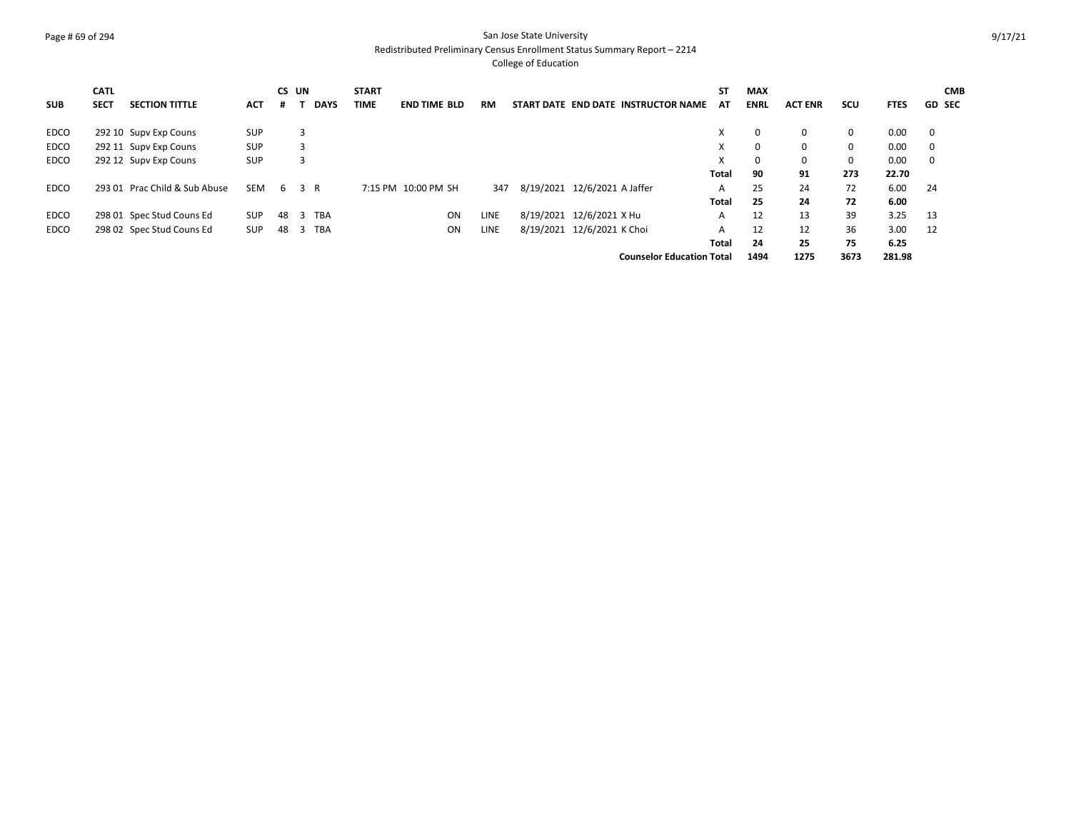San Jose State University
Redistributed Preliminary Census Enrollment Status Summary Report – 2214
College of Education

| SUB | CATL SECT | SECTION TITTLE | ACT | CS # | UN T | DAYS | START TIME | END TIME | BLD | RM | START DATE | END DATE | INSTRUCTOR NAME | ST AT | MAX ENRL | ACT ENR | SCU | FTES | GD | CMB SEC |
|---|---|---|---|---|---|---|---|---|---|---|---|---|---|---|---|---|---|---|---|---|
| EDCO | 292 10 | Supv Exp Couns | SUP | | 3 | | | | | | | | | X | 0 | 0 | 0 | 0.00 | 0 | |
| EDCO | 292 11 | Supv Exp Couns | SUP | | 3 | | | | | | | | | X | 0 | 0 | 0 | 0.00 | 0 | |
| EDCO | 292 12 | Supv Exp Couns | SUP | | 3 | | | | | | | | | X | 0 | 0 | 0 | 0.00 | 0 | |
| | | | | | | | | | | | | | | Total | 90 | 91 | 273 | 22.70 | | |
| EDCO | 293 01 | Prac Child & Sub Abuse | SEM | 6 | 3 | R | 7:15 PM | 10:00 PM | SH | 347 | 8/19/2021 | 12/6/2021 | A Jaffer | A | 25 | 24 | 72 | 6.00 | 24 | |
| | | | | | | | | | | | | | | Total | 25 | 24 | 72 | 6.00 | | |
| EDCO | 298 01 | Spec Stud Couns Ed | SUP | 48 | 3 | TBA | | | ON | LINE | 8/19/2021 | 12/6/2021 | X Hu | A | 12 | 13 | 39 | 3.25 | 13 | |
| EDCO | 298 02 | Spec Stud Couns Ed | SUP | 48 | 3 | TBA | | | ON | LINE | 8/19/2021 | 12/6/2021 | K Choi | A | 12 | 12 | 36 | 3.00 | 12 | |
| | | | | | | | | | | | | | | Total | 24 | 25 | 75 | 6.25 | | |
| | | | | | | | | | | | | | Counselor Education Total | | 1494 | 1275 | 3673 | 281.98 | | |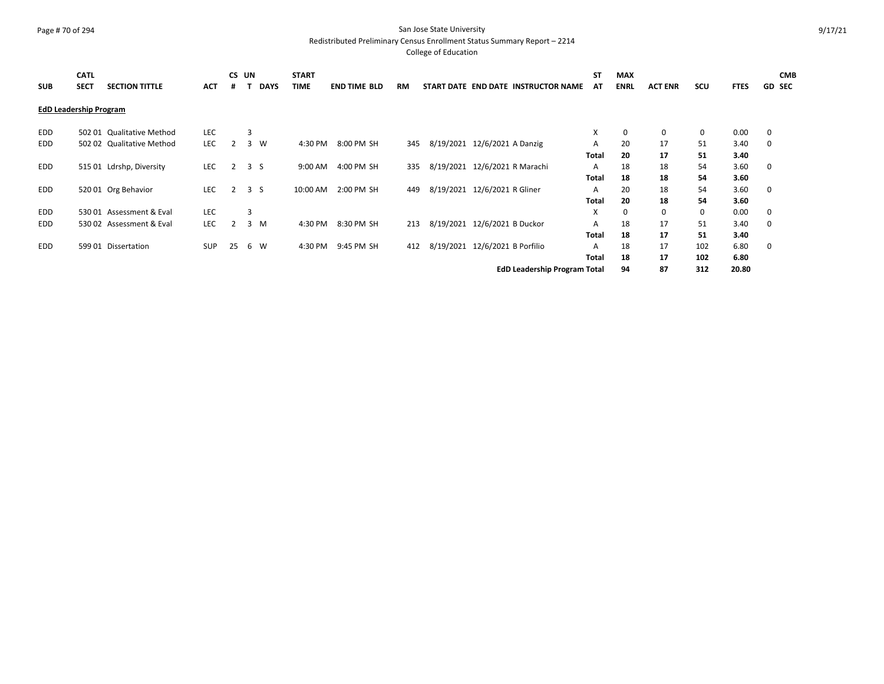San Jose State University

Redistributed Preliminary Census Enrollment Status Summary Report – 2214

College of Education

| SUB | CATL SECT | SECTION TITTLE | ACT | CS # | UN T | DAYS | START TIME | END TIME | BLD | RM | START DATE | END DATE | INSTRUCTOR NAME | ST AT | MAX ENRL | ACT ENR | SCU | FTES | GD | CMB SEC |
|---|---|---|---|---|---|---|---|---|---|---|---|---|---|---|---|---|---|---|---|---|
| **EdD Leadership Program** | | | | | | | | | | | | | | | | | | | | |
| EDD | 502 01 | Qualitative Method | LEC | | 3 | | | | | | | | | X | 0 | 0 | 0 | 0.00 | 0 | |
| EDD | 502 02 | Qualitative Method | LEC | 2 | 3 | W | 4:30 PM | 8:00 PM | SH | 345 | 8/19/2021 | 12/6/2021 | A Danzig | A | 20 | 17 | 51 | 3.40 | 0 | |
| | | | | | | | | | | | | | | **Total** | **20** | **17** | **51** | **3.40** | | |
| EDD | 515 01 | Ldrshp, Diversity | LEC | 2 | 3 | S | 9:00 AM | 4:00 PM | SH | 335 | 8/19/2021 | 12/6/2021 | R Marachi | A | 18 | 18 | 54 | 3.60 | 0 | |
| | | | | | | | | | | | | | | **Total** | **18** | **18** | **54** | **3.60** | | |
| EDD | 520 01 | Org Behavior | LEC | 2 | 3 | S | 10:00 AM | 2:00 PM | SH | 449 | 8/19/2021 | 12/6/2021 | R Gliner | A | 20 | 18 | 54 | 3.60 | 0 | |
| | | | | | | | | | | | | | | **Total** | **20** | **18** | **54** | **3.60** | | |
| EDD | 530 01 | Assessment & Eval | LEC | | 3 | | | | | | | | | X | 0 | 0 | 0 | 0.00 | 0 | |
| EDD | 530 02 | Assessment & Eval | LEC | 2 | 3 | M | 4:30 PM | 8:30 PM | SH | 213 | 8/19/2021 | 12/6/2021 | B Duckor | A | 18 | 17 | 51 | 3.40 | 0 | |
| | | | | | | | | | | | | | | **Total** | **18** | **17** | **51** | **3.40** | | |
| EDD | 599 01 | Dissertation | SUP | 25 | 6 | W | 4:30 PM | 9:45 PM | SH | 412 | 8/19/2021 | 12/6/2021 | B Porfilio | A | 18 | 17 | 102 | 6.80 | 0 | |
| | | | | | | | | | | | | | | **Total** | **18** | **17** | **102** | **6.80** | | |
| | | | | | | | | | | | | | **EdD Leadership Program Total** | | **94** | **87** | **312** | **20.80** | | |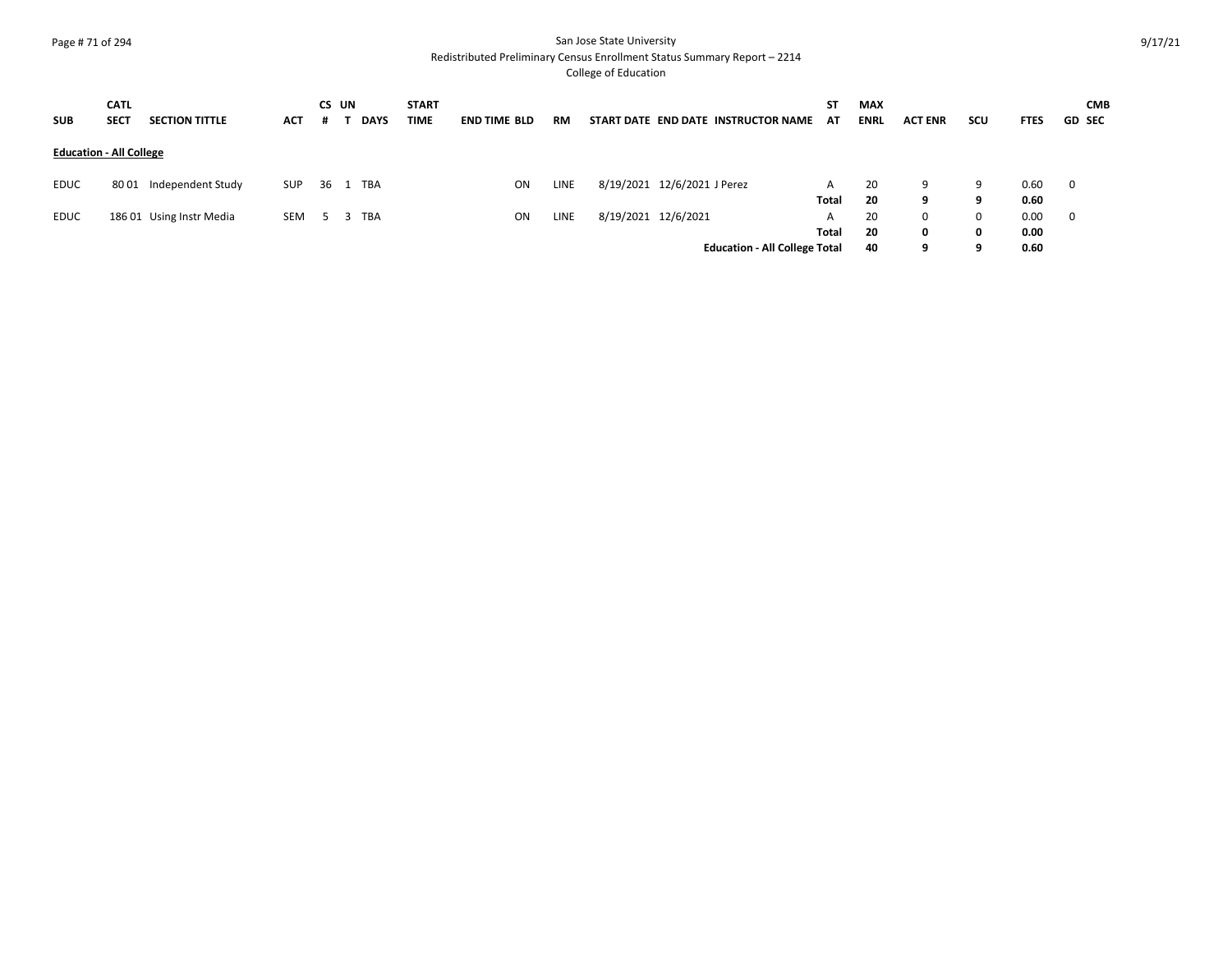San Jose State University
Redistributed Preliminary Census Enrollment Status Summary Report – 2214
College of Education

| SUB | CATL SECT | SECTION TITTLE | ACT | CS # | UN T | DAYS | START TIME | END TIME | BLD | RM | START DATE | END DATE | INSTRUCTOR NAME | ST AT | MAX ENRL | ACT ENR | SCU | FTES | GD | CMB SEC |
|---|---|---|---|---|---|---|---|---|---|---|---|---|---|---|---|---|---|---|---|---|
| **Education - All College** | | | | | | | | | | | | | | | | | | | | |
| EDUC | 80 01 | Independent Study | SUP | 36 | 1 | TBA | | | ON | LINE | 8/19/2021 | 12/6/2021 | J Perez | A | 20 | 9 | 9 | 0.60 | 0 | |
| | | | | | | | | | | | | | | **Total** | **20** | **9** | **9** | **0.60** | | |
| EDUC | 186 01 | Using Instr Media | SEM | 5 | 3 | TBA | | | ON | LINE | 8/19/2021 | 12/6/2021 | | A | 20 | 0 | 0 | 0.00 | 0 | |
| | | | | | | | | | | | | | | **Total** | **20** | **0** | **0** | **0.00** | | |
| | | | | | | | | | | | | | **Education - All College Total** | | **40** | **9** | **9** | **0.60** | | |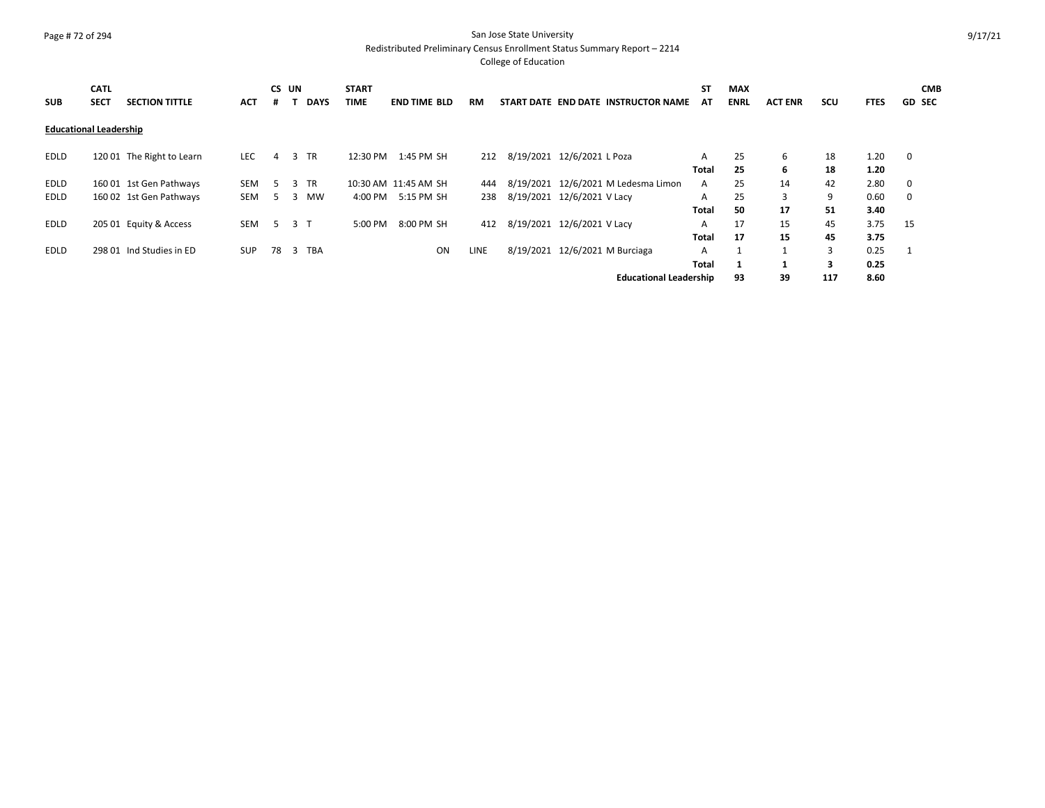San Jose State University
Redistributed Preliminary Census Enrollment Status Summary Report – 2214
College of Education

| SUB | CATL SECT | SECTION TITTLE | ACT | CS # | UN T | DAYS | START TIME | END TIME | BLD | RM | START DATE | END DATE | INSTRUCTOR NAME | ST AT | MAX ENRL | ACT ENR | SCU | FTES | GD | CMB SEC |
|---|---|---|---|---|---|---|---|---|---|---|---|---|---|---|---|---|---|---|---|---|
| **Educational Leadership** | | | | | | | | | | | | | | | | | | | | |
| EDLD | 120 01 | The Right to Learn | LEC | 4 | 3 | TR | 12:30 PM | 1:45 PM | SH | 212 | 8/19/2021 | 12/6/2021 | L Poza | A | 25 | 6 | 18 | 1.20 | 0 | |
| | | | | | | | | | | | | | | **Total** | **25** | **6** | **18** | **1.20** | | |
| EDLD | 160 01 | 1st Gen Pathways | SEM | 5 | 3 | TR | 10:30 AM | 11:45 AM | SH | 444 | 8/19/2021 | 12/6/2021 | M Ledesma Limon | A | 25 | 14 | 42 | 2.80 | 0 | |
| EDLD | 160 02 | 1st Gen Pathways | SEM | 5 | 3 | MW | 4:00 PM | 5:15 PM | SH | 238 | 8/19/2021 | 12/6/2021 | V Lacy | A | 25 | 3 | 9 | 0.60 | 0 | |
| | | | | | | | | | | | | | | **Total** | **50** | **17** | **51** | **3.40** | | |
| EDLD | 205 01 | Equity & Access | SEM | 5 | 3 | T | 5:00 PM | 8:00 PM | SH | 412 | 8/19/2021 | 12/6/2021 | V Lacy | A | 17 | 15 | 45 | 3.75 | 15 | |
| | | | | | | | | | | | | | | **Total** | **17** | **15** | **45** | **3.75** | | |
| EDLD | 298 01 | Ind Studies in ED | SUP | 78 | 3 | TBA | | | ON | LINE | 8/19/2021 | 12/6/2021 | M Burciaga | A | 1 | 1 | 3 | 0.25 | 1 | |
| | | | | | | | | | | | | | | **Total** | **1** | **1** | **3** | **0.25** | | |
| | | | | | | | | | | | | | **Educational Leadership** | | **93** | **39** | **117** | **8.60** | | |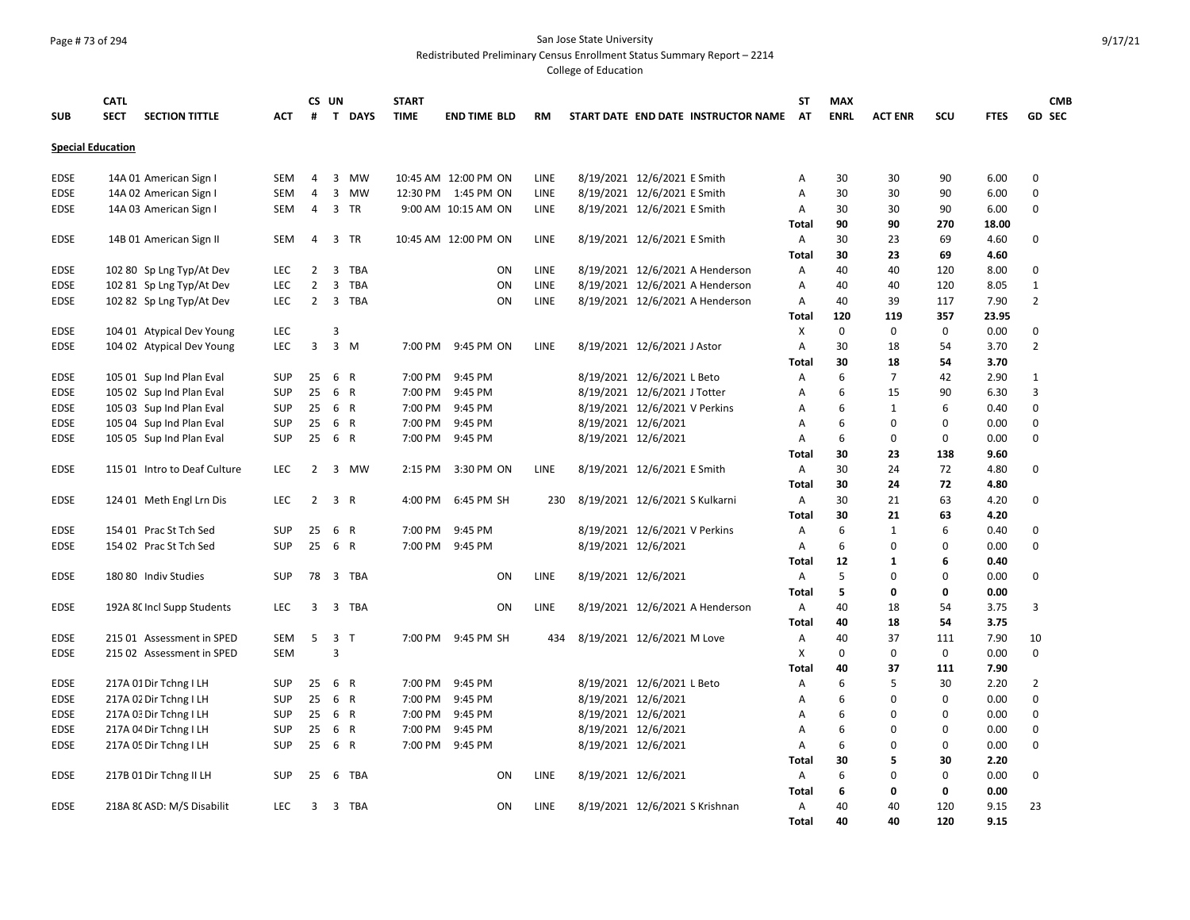San Jose State University
Redistributed Preliminary Census Enrollment Status Summary Report – 2214
College of Education

| SUB | CATL SECT | SECTION TITTLE | ACT | CS # | UN T | DAYS | START TIME | END TIME | BLD | RM | START DATE | END DATE | INSTRUCTOR NAME | ST AT | MAX ENRL | ACT ENR | SCU | FTES | GD | CMB SEC |
|---|---|---|---|---|---|---|---|---|---|---|---|---|---|---|---|---|---|---|---|---|
| **Special Education** | | | | | | | | | | | | | | | | | | | | |
| EDSE | 14A 01 | American Sign I | SEM | 4 | 3 | MW | 10:45 AM | 12:00 PM | ON | LINE | 8/19/2021 | 12/6/2021 | E Smith | A | 30 | 30 | 90 | 6.00 | 0 | |
| EDSE | 14A 02 | American Sign I | SEM | 4 | 3 | MW | 12:30 PM | 1:45 PM | ON | LINE | 8/19/2021 | 12/6/2021 | E Smith | A | 30 | 30 | 90 | 6.00 | 0 | |
| EDSE | 14A 03 | American Sign I | SEM | 4 | 3 | TR | 9:00 AM | 10:15 AM | ON | LINE | 8/19/2021 | 12/6/2021 | E Smith | A | 30 | 30 | 90 | 6.00 | 0 | |
| | | | | | | | | | | | | | | **Total** | **90** | **90** | **270** | **18.00** | | |
| EDSE | 14B 01 | American Sign II | SEM | 4 | 3 | TR | 10:45 AM | 12:00 PM | ON | LINE | 8/19/2021 | 12/6/2021 | E Smith | A | 30 | 23 | 69 | 4.60 | 0 | |
| | | | | | | | | | | | | | | **Total** | **30** | **23** | **69** | **4.60** | | |
| EDSE | 102 80 | Sp Lng Typ/At Dev | LEC | 2 | 3 | TBA | | | ON | LINE | 8/19/2021 | 12/6/2021 | A Henderson | A | 40 | 40 | 120 | 8.00 | 0 | |
| EDSE | 102 81 | Sp Lng Typ/At Dev | LEC | 2 | 3 | TBA | | | ON | LINE | 8/19/2021 | 12/6/2021 | A Henderson | A | 40 | 40 | 120 | 8.05 | 1 | |
| EDSE | 102 82 | Sp Lng Typ/At Dev | LEC | 2 | 3 | TBA | | | ON | LINE | 8/19/2021 | 12/6/2021 | A Henderson | A | 40 | 39 | 117 | 7.90 | 2 | |
| | | | | | | | | | | | | | | **Total** | **120** | **119** | **357** | **23.95** | | |
| EDSE | 104 01 | Atypical Dev Young | LEC | | 3 | | | | | | | | | X | 0 | 0 | 0 | 0.00 | 0 | |
| EDSE | 104 02 | Atypical Dev Young | LEC | 3 | 3 | M | 7:00 PM | 9:45 PM | ON | LINE | 8/19/2021 | 12/6/2021 | J Astor | A | 30 | 18 | 54 | 3.70 | 2 | |
| | | | | | | | | | | | | | | **Total** | **30** | **18** | **54** | **3.70** | | |
| EDSE | 105 01 | Sup Ind Plan Eval | SUP | 25 | 6 | R | 7:00 PM | 9:45 PM | | | 8/19/2021 | 12/6/2021 | L Beto | A | 6 | 7 | 42 | 2.90 | 1 | |
| EDSE | 105 02 | Sup Ind Plan Eval | SUP | 25 | 6 | R | 7:00 PM | 9:45 PM | | | 8/19/2021 | 12/6/2021 | J Totter | A | 6 | 15 | 90 | 6.30 | 3 | |
| EDSE | 105 03 | Sup Ind Plan Eval | SUP | 25 | 6 | R | 7:00 PM | 9:45 PM | | | 8/19/2021 | 12/6/2021 | V Perkins | A | 6 | 1 | 6 | 0.40 | 0 | |
| EDSE | 105 04 | Sup Ind Plan Eval | SUP | 25 | 6 | R | 7:00 PM | 9:45 PM | | | 8/19/2021 | 12/6/2021 | | A | 6 | 0 | 0 | 0.00 | 0 | |
| EDSE | 105 05 | Sup Ind Plan Eval | SUP | 25 | 6 | R | 7:00 PM | 9:45 PM | | | 8/19/2021 | 12/6/2021 | | A | 6 | 0 | 0 | 0.00 | 0 | |
| | | | | | | | | | | | | | | **Total** | **30** | **23** | **138** | **9.60** | | |
| EDSE | 115 01 | Intro to Deaf Culture | LEC | 2 | 3 | MW | 2:15 PM | 3:30 PM | ON | LINE | 8/19/2021 | 12/6/2021 | E Smith | A | 30 | 24 | 72 | 4.80 | 0 | |
| | | | | | | | | | | | | | | **Total** | **30** | **24** | **72** | **4.80** | | |
| EDSE | 124 01 | Meth Engl Lrn Dis | LEC | 2 | 3 | R | 4:00 PM | 6:45 PM | SH | 230 | 8/19/2021 | 12/6/2021 | S Kulkarni | A | 30 | 21 | 63 | 4.20 | 0 | |
| | | | | | | | | | | | | | | **Total** | **30** | **21** | **63** | **4.20** | | |
| EDSE | 154 01 | Prac St Tch Sed | SUP | 25 | 6 | R | 7:00 PM | 9:45 PM | | | 8/19/2021 | 12/6/2021 | V Perkins | A | 6 | 1 | 6 | 0.40 | 0 | |
| EDSE | 154 02 | Prac St Tch Sed | SUP | 25 | 6 | R | 7:00 PM | 9:45 PM | | | 8/19/2021 | 12/6/2021 | | A | 6 | 0 | 0 | 0.00 | 0 | |
| | | | | | | | | | | | | | | **Total** | **12** | **1** | **6** | **0.40** | | |
| EDSE | 180 80 | Indiv Studies | SUP | 78 | 3 | TBA | | | ON | LINE | 8/19/2021 | 12/6/2021 | | A | 5 | 0 | 0 | 0.00 | 0 | |
| | | | | | | | | | | | | | | **Total** | **5** | **0** | **0** | **0.00** | | |
| EDSE | 192A 80 | Incl Supp Students | LEC | 3 | 3 | TBA | | | ON | LINE | 8/19/2021 | 12/6/2021 | A Henderson | A | 40 | 18 | 54 | 3.75 | 3 | |
| | | | | | | | | | | | | | | **Total** | **40** | **18** | **54** | **3.75** | | |
| EDSE | 215 01 | Assessment in SPED | SEM | 5 | 3 | T | 7:00 PM | 9:45 PM | SH | 434 | 8/19/2021 | 12/6/2021 | M Love | A | 40 | 37 | 111 | 7.90 | 10 | |
| EDSE | 215 02 | Assessment in SPED | SEM | | 3 | | | | | | | | | X | 0 | 0 | 0 | 0.00 | 0 | |
| | | | | | | | | | | | | | | **Total** | **40** | **37** | **111** | **7.90** | | |
| EDSE | 217A 01 | Dir Tchng I LH | SUP | 25 | 6 | R | 7:00 PM | 9:45 PM | | | 8/19/2021 | 12/6/2021 | L Beto | A | 6 | 5 | 30 | 2.20 | 2 | |
| EDSE | 217A 02 | Dir Tchng I LH | SUP | 25 | 6 | R | 7:00 PM | 9:45 PM | | | 8/19/2021 | 12/6/2021 | | A | 6 | 0 | 0 | 0.00 | 0 | |
| EDSE | 217A 03 | Dir Tchng I LH | SUP | 25 | 6 | R | 7:00 PM | 9:45 PM | | | 8/19/2021 | 12/6/2021 | | A | 6 | 0 | 0 | 0.00 | 0 | |
| EDSE | 217A 04 | Dir Tchng I LH | SUP | 25 | 6 | R | 7:00 PM | 9:45 PM | | | 8/19/2021 | 12/6/2021 | | A | 6 | 0 | 0 | 0.00 | 0 | |
| EDSE | 217A 05 | Dir Tchng I LH | SUP | 25 | 6 | R | 7:00 PM | 9:45 PM | | | 8/19/2021 | 12/6/2021 | | A | 6 | 0 | 0 | 0.00 | 0 | |
| | | | | | | | | | | | | | | **Total** | **30** | **5** | **30** | **2.20** | | |
| EDSE | 217B 01 | Dir Tchng II LH | SUP | 25 | 6 | TBA | | | ON | LINE | 8/19/2021 | 12/6/2021 | | A | 6 | 0 | 0 | 0.00 | 0 | |
| | | | | | | | | | | | | | | **Total** | **6** | **0** | **0** | **0.00** | | |
| EDSE | 218A 80 | ASD: M/S Disabilit | LEC | 3 | 3 | TBA | | | ON | LINE | 8/19/2021 | 12/6/2021 | S Krishnan | A | 40 | 40 | 120 | 9.15 | 23 | |
| | | | | | | | | | | | | | | **Total** | **40** | **40** | **120** | **9.15** | | |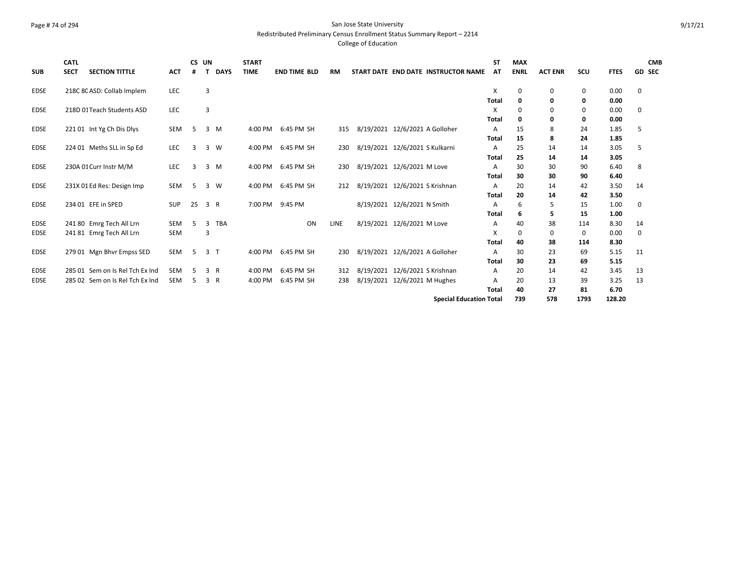San Jose State University

Redistributed Preliminary Census Enrollment Status Summary Report – 2214

College of Education

| SUB | CATL SECT | SECTION TITTLE | ACT | CS # | UN T | DAYS | START TIME | END TIME | BLD | RM | START DATE | END DATE | INSTRUCTOR NAME | ST AT | MAX ENRL | ACT ENR | SCU | FTES | GD | CMB SEC |
|---|---|---|---|---|---|---|---|---|---|---|---|---|---|---|---|---|---|---|---|---|
| EDSE | 218C 80 | ASD: Collab Implem | LEC | | 3 | | | | | | | | | X | 0 | 0 | 0 | 0.00 | 0 | |
| | | | | | | | | | | | | | | **Total** | **0** | **0** | **0** | **0.00** | | |
| EDSE | 218D 01 | Teach Students ASD | LEC | | 3 | | | | | | | | | X | 0 | 0 | 0 | 0.00 | 0 | |
| | | | | | | | | | | | | | | **Total** | **0** | **0** | **0** | **0.00** | | |
| EDSE | 221 01 | Int Yg Ch Dis Dlys | SEM | 5 | 3 | M | 4:00 PM | 6:45 PM | SH | 315 | 8/19/2021 | 12/6/2021 | A Golloher | A | 15 | 8 | 24 | 1.85 | 5 | |
| | | | | | | | | | | | | | | **Total** | **15** | **8** | **24** | **1.85** | | |
| EDSE | 224 01 | Meths SLL in Sp Ed | LEC | 3 | 3 | W | 4:00 PM | 6:45 PM | SH | 230 | 8/19/2021 | 12/6/2021 | S Kulkarni | A | 25 | 14 | 14 | 3.05 | 5 | |
| | | | | | | | | | | | | | | **Total** | **25** | **14** | **14** | **3.05** | | |
| EDSE | 230A 01 | Curr Instr M/M | LEC | 3 | 3 | M | 4:00 PM | 6:45 PM | SH | 230 | 8/19/2021 | 12/6/2021 | M Love | A | 30 | 30 | 90 | 6.40 | 8 | |
| | | | | | | | | | | | | | | **Total** | **30** | **30** | **90** | **6.40** | | |
| EDSE | 231X 01 | Ed Res: Design Imp | SEM | 5 | 3 | W | 4:00 PM | 6:45 PM | SH | 212 | 8/19/2021 | 12/6/2021 | S Krishnan | A | 20 | 14 | 42 | 3.50 | 14 | |
| | | | | | | | | | | | | | | **Total** | **20** | **14** | **42** | **3.50** | | |
| EDSE | 234 01 | EFE in SPED | SUP | 25 | 3 | R | 7:00 PM | 9:45 PM | | | 8/19/2021 | 12/6/2021 | N Smith | A | 6 | 5 | 15 | 1.00 | 0 | |
| | | | | | | | | | | | | | | **Total** | **6** | **5** | **15** | **1.00** | | |
| EDSE | 241 80 | Emrg Tech All Lrn | SEM | 5 | 3 | TBA | | | ON | LINE | 8/19/2021 | 12/6/2021 | M Love | A | 40 | 38 | 114 | 8.30 | 14 | |
| EDSE | 241 81 | Emrg Tech All Lrn | SEM | | 3 | | | | | | | | | X | 0 | 0 | 0 | 0.00 | 0 | |
| | | | | | | | | | | | | | | **Total** | **40** | **38** | **114** | **8.30** | | |
| EDSE | 279 01 | Mgn Bhvr Empss SED | SEM | 5 | 3 | T | 4:00 PM | 6:45 PM | SH | 230 | 8/19/2021 | 12/6/2021 | A Golloher | A | 30 | 23 | 69 | 5.15 | 11 | |
| | | | | | | | | | | | | | | **Total** | **30** | **23** | **69** | **5.15** | | |
| EDSE | 285 01 | Sem on Is Rel Tch Ex Ind | SEM | 5 | 3 | R | 4:00 PM | 6:45 PM | SH | 312 | 8/19/2021 | 12/6/2021 | S Krishnan | A | 20 | 14 | 42 | 3.45 | 13 | |
| EDSE | 285 02 | Sem on Is Rel Tch Ex Ind | SEM | 5 | 3 | R | 4:00 PM | 6:45 PM | SH | 238 | 8/19/2021 | 12/6/2021 | M Hughes | A | 20 | 13 | 39 | 3.25 | 13 | |
| | | | | | | | | | | | | | | **Total** | **40** | **27** | **81** | **6.70** | | |
| | | | | | | | | | | | | | **Special Education Total** | | **739** | **578** | **1793** | **128.20** | | |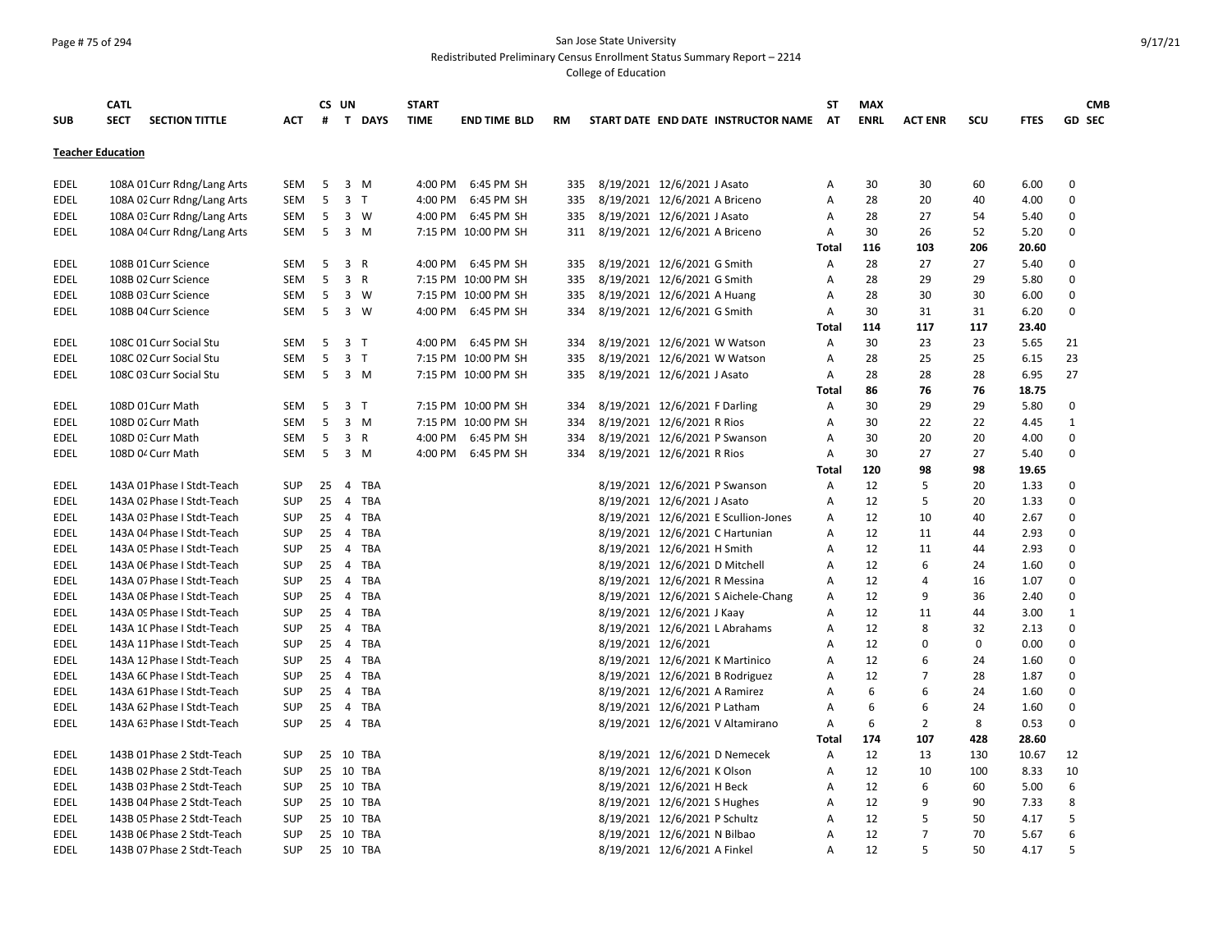San Jose State University

Redistributed Preliminary Census Enrollment Status Summary Report – 2214

College of Education

| SUB | CATL SECT | SECTION TITTLE | ACT | CS # | UN T | DAYS | START TIME | END TIME | BLD | RM | START DATE | END DATE | INSTRUCTOR NAME | ST AT | MAX ENRL | ACT ENR | SCU | FTES | GD | CMB SEC |
|---|---|---|---|---|---|---|---|---|---|---|---|---|---|---|---|---|---|---|---|---|
| **Teacher Education** | | | | | | | | | | | | | | | | | | | | |
| EDEL | 108A 01 | Curr Rdng/Lang Arts | SEM | 5 | 3 | M | 4:00 PM | 6:45 PM | SH | 335 | 8/19/2021 | 12/6/2021 | J Asato | A | 30 | 30 | 60 | 6.00 | 0 | |
| EDEL | 108A 02 | Curr Rdng/Lang Arts | SEM | 5 | 3 | T | 4:00 PM | 6:45 PM | SH | 335 | 8/19/2021 | 12/6/2021 | A Briceno | A | 28 | 20 | 40 | 4.00 | 0 | |
| EDEL | 108A 03 | Curr Rdng/Lang Arts | SEM | 5 | 3 | W | 4:00 PM | 6:45 PM | SH | 335 | 8/19/2021 | 12/6/2021 | J Asato | A | 28 | 27 | 54 | 5.40 | 0 | |
| EDEL | 108A 04 | Curr Rdng/Lang Arts | SEM | 5 | 3 | M | 7:15 PM | 10:00 PM | SH | 311 | 8/19/2021 | 12/6/2021 | A Briceno | A | 30 | 26 | 52 | 5.20 | 0 | |
| | | | | | | | | | | | | | | **Total** | **116** | **103** | **206** | **20.60** | | |
| EDEL | 108B 01 | Curr Science | SEM | 5 | 3 | R | 4:00 PM | 6:45 PM | SH | 335 | 8/19/2021 | 12/6/2021 | G Smith | A | 28 | 27 | 27 | 5.40 | 0 | |
| EDEL | 108B 02 | Curr Science | SEM | 5 | 3 | R | 7:15 PM | 10:00 PM | SH | 335 | 8/19/2021 | 12/6/2021 | G Smith | A | 28 | 29 | 29 | 5.80 | 0 | |
| EDEL | 108B 03 | Curr Science | SEM | 5 | 3 | W | 7:15 PM | 10:00 PM | SH | 335 | 8/19/2021 | 12/6/2021 | A Huang | A | 28 | 30 | 30 | 6.00 | 0 | |
| EDEL | 108B 04 | Curr Science | SEM | 5 | 3 | W | 4:00 PM | 6:45 PM | SH | 334 | 8/19/2021 | 12/6/2021 | G Smith | A | 30 | 31 | 31 | 6.20 | 0 | |
| | | | | | | | | | | | | | | **Total** | **114** | **117** | **117** | **23.40** | | |
| EDEL | 108C 01 | Curr Social Stu | SEM | 5 | 3 | T | 4:00 PM | 6:45 PM | SH | 334 | 8/19/2021 | 12/6/2021 | W Watson | A | 30 | 23 | 23 | 5.65 | 21 | |
| EDEL | 108C 02 | Curr Social Stu | SEM | 5 | 3 | T | 7:15 PM | 10:00 PM | SH | 335 | 8/19/2021 | 12/6/2021 | W Watson | A | 28 | 25 | 25 | 6.15 | 23 | |
| EDEL | 108C 03 | Curr Social Stu | SEM | 5 | 3 | M | 7:15 PM | 10:00 PM | SH | 335 | 8/19/2021 | 12/6/2021 | J Asato | A | 28 | 28 | 28 | 6.95 | 27 | |
| | | | | | | | | | | | | | | **Total** | **86** | **76** | **76** | **18.75** | | |
| EDEL | 108D 01 | Curr Math | SEM | 5 | 3 | T | 7:15 PM | 10:00 PM | SH | 334 | 8/19/2021 | 12/6/2021 | F Darling | A | 30 | 29 | 29 | 5.80 | 0 | |
| EDEL | 108D 02 | Curr Math | SEM | 5 | 3 | M | 7:15 PM | 10:00 PM | SH | 334 | 8/19/2021 | 12/6/2021 | R Rios | A | 30 | 22 | 22 | 4.45 | 1 | |
| EDEL | 108D 03 | Curr Math | SEM | 5 | 3 | R | 4:00 PM | 6:45 PM | SH | 334 | 8/19/2021 | 12/6/2021 | P Swanson | A | 30 | 20 | 20 | 4.00 | 0 | |
| EDEL | 108D 04 | Curr Math | SEM | 5 | 3 | M | 4:00 PM | 6:45 PM | SH | 334 | 8/19/2021 | 12/6/2021 | R Rios | A | 30 | 27 | 27 | 5.40 | 0 | |
| | | | | | | | | | | | | | | **Total** | **120** | **98** | **98** | **19.65** | | |
| EDEL | 143A 01 | Phase I Stdt-Teach | SUP | 25 | 4 | TBA | | | | | 8/19/2021 | 12/6/2021 | P Swanson | A | 12 | 5 | 20 | 1.33 | 0 | |
| EDEL | 143A 02 | Phase I Stdt-Teach | SUP | 25 | 4 | TBA | | | | | 8/19/2021 | 12/6/2021 | J Asato | A | 12 | 5 | 20 | 1.33 | 0 | |
| EDEL | 143A 03 | Phase I Stdt-Teach | SUP | 25 | 4 | TBA | | | | | 8/19/2021 | 12/6/2021 | E Scullion-Jones | A | 12 | 10 | 40 | 2.67 | 0 | |
| EDEL | 143A 04 | Phase I Stdt-Teach | SUP | 25 | 4 | TBA | | | | | 8/19/2021 | 12/6/2021 | C Hartunian | A | 12 | 11 | 44 | 2.93 | 0 | |
| EDEL | 143A 05 | Phase I Stdt-Teach | SUP | 25 | 4 | TBA | | | | | 8/19/2021 | 12/6/2021 | H Smith | A | 12 | 11 | 44 | 2.93 | 0 | |
| EDEL | 143A 06 | Phase I Stdt-Teach | SUP | 25 | 4 | TBA | | | | | 8/19/2021 | 12/6/2021 | D Mitchell | A | 12 | 6 | 24 | 1.60 | 0 | |
| EDEL | 143A 07 | Phase I Stdt-Teach | SUP | 25 | 4 | TBA | | | | | 8/19/2021 | 12/6/2021 | R Messina | A | 12 | 4 | 16 | 1.07 | 0 | |
| EDEL | 143A 08 | Phase I Stdt-Teach | SUP | 25 | 4 | TBA | | | | | 8/19/2021 | 12/6/2021 | S Aichele-Chang | A | 12 | 9 | 36 | 2.40 | 0 | |
| EDEL | 143A 09 | Phase I Stdt-Teach | SUP | 25 | 4 | TBA | | | | | 8/19/2021 | 12/6/2021 | J Kaay | A | 12 | 11 | 44 | 3.00 | 1 | |
| EDEL | 143A 10 | Phase I Stdt-Teach | SUP | 25 | 4 | TBA | | | | | 8/19/2021 | 12/6/2021 | L Abrahams | A | 12 | 8 | 32 | 2.13 | 0 | |
| EDEL | 143A 11 | Phase I Stdt-Teach | SUP | 25 | 4 | TBA | | | | | 8/19/2021 | 12/6/2021 | | A | 12 | 0 | 0 | 0.00 | 0 | |
| EDEL | 143A 12 | Phase I Stdt-Teach | SUP | 25 | 4 | TBA | | | | | 8/19/2021 | 12/6/2021 | K Martinico | A | 12 | 6 | 24 | 1.60 | 0 | |
| EDEL | 143A 60 | Phase I Stdt-Teach | SUP | 25 | 4 | TBA | | | | | 8/19/2021 | 12/6/2021 | B Rodriguez | A | 12 | 7 | 28 | 1.87 | 0 | |
| EDEL | 143A 61 | Phase I Stdt-Teach | SUP | 25 | 4 | TBA | | | | | 8/19/2021 | 12/6/2021 | A Ramirez | A | 6 | 6 | 24 | 1.60 | 0 | |
| EDEL | 143A 62 | Phase I Stdt-Teach | SUP | 25 | 4 | TBA | | | | | 8/19/2021 | 12/6/2021 | P Latham | A | 6 | 6 | 24 | 1.60 | 0 | |
| EDEL | 143A 63 | Phase I Stdt-Teach | SUP | 25 | 4 | TBA | | | | | 8/19/2021 | 12/6/2021 | V Altamirano | A | 6 | 2 | 8 | 0.53 | 0 | |
| | | | | | | | | | | | | | | **Total** | **174** | **107** | **428** | **28.60** | | |
| EDEL | 143B 01 | Phase 2 Stdt-Teach | SUP | 25 | 10 | TBA | | | | | 8/19/2021 | 12/6/2021 | D Nemecek | A | 12 | 13 | 130 | 10.67 | 12 | |
| EDEL | 143B 02 | Phase 2 Stdt-Teach | SUP | 25 | 10 | TBA | | | | | 8/19/2021 | 12/6/2021 | K Olson | A | 12 | 10 | 100 | 8.33 | 10 | |
| EDEL | 143B 03 | Phase 2 Stdt-Teach | SUP | 25 | 10 | TBA | | | | | 8/19/2021 | 12/6/2021 | H Beck | A | 12 | 6 | 60 | 5.00 | 6 | |
| EDEL | 143B 04 | Phase 2 Stdt-Teach | SUP | 25 | 10 | TBA | | | | | 8/19/2021 | 12/6/2021 | S Hughes | A | 12 | 9 | 90 | 7.33 | 8 | |
| EDEL | 143B 05 | Phase 2 Stdt-Teach | SUP | 25 | 10 | TBA | | | | | 8/19/2021 | 12/6/2021 | P Schultz | A | 12 | 5 | 50 | 4.17 | 5 | |
| EDEL | 143B 06 | Phase 2 Stdt-Teach | SUP | 25 | 10 | TBA | | | | | 8/19/2021 | 12/6/2021 | N Bilbao | A | 12 | 7 | 70 | 5.67 | 6 | |
| EDEL | 143B 07 | Phase 2 Stdt-Teach | SUP | 25 | 10 | TBA | | | | | 8/19/2021 | 12/6/2021 | A Finkel | A | 12 | 5 | 50 | 4.17 | 5 | |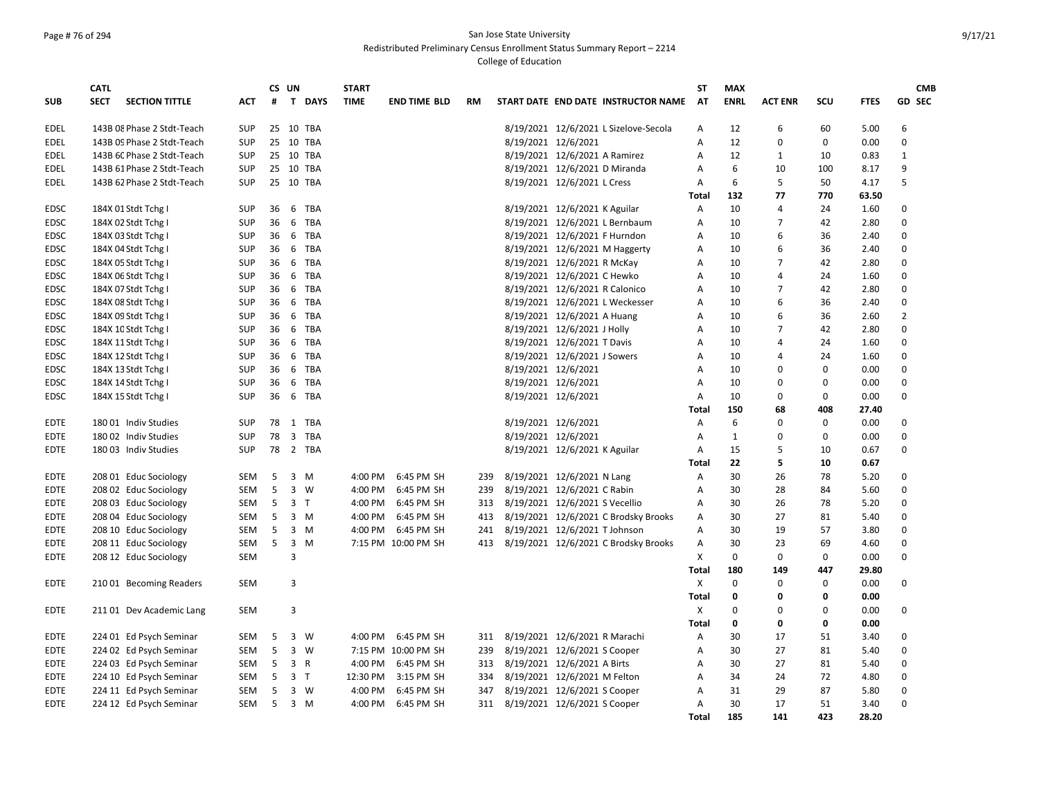# San Jose State University

Redistributed Preliminary Census Enrollment Status Summary Report – 2214

College of Education

| SUB | CATL SECT | SECTION TITTLE | ACT | CS # | UN T | DAYS | START TIME | END TIME | BLD | RM | START DATE | END DATE | INSTRUCTOR NAME | ST AT | MAX ENRL | ACT ENR | SCU | FTES | GD | CMB SEC |
|---|---|---|---|---|---|---|---|---|---|---|---|---|---|---|---|---|---|---|---|---|
| EDEL | 143B 08 | Phase 2 Stdt-Teach | SUP | 25 | 10 | TBA | | | | | 8/19/2021 | 12/6/2021 | L Sizelove-Secola | A | 12 | 6 | 60 | 5.00 | 6 | |
| EDEL | 143B 09 | Phase 2 Stdt-Teach | SUP | 25 | 10 | TBA | | | | | 8/19/2021 | 12/6/2021 | | A | 12 | 0 | 0 | 0.00 | 0 | |
| EDEL | 143B 60 | Phase 2 Stdt-Teach | SUP | 25 | 10 | TBA | | | | | 8/19/2021 | 12/6/2021 | A Ramirez | A | 12 | 1 | 10 | 0.83 | 1 | |
| EDEL | 143B 61 | Phase 2 Stdt-Teach | SUP | 25 | 10 | TBA | | | | | 8/19/2021 | 12/6/2021 | D Miranda | A | 6 | 10 | 100 | 8.17 | 9 | |
| EDEL | 143B 62 | Phase 2 Stdt-Teach | SUP | 25 | 10 | TBA | | | | | 8/19/2021 | 12/6/2021 | L Cress | A | 6 | 5 | 50 | 4.17 | 5 | |
| | | | | | | | | | | | | | | **Total** | **132** | **77** | **770** | **63.50** | | |
| EDSC | 184X 01 | Stdt Tchg I | SUP | 36 | 6 | TBA | | | | | 8/19/2021 | 12/6/2021 | K Aguilar | A | 10 | 4 | 24 | 1.60 | 0 | |
| EDSC | 184X 02 | Stdt Tchg I | SUP | 36 | 6 | TBA | | | | | 8/19/2021 | 12/6/2021 | L Bernbaum | A | 10 | 7 | 42 | 2.80 | 0 | |
| EDSC | 184X 03 | Stdt Tchg I | SUP | 36 | 6 | TBA | | | | | 8/19/2021 | 12/6/2021 | F Hurndon | A | 10 | 6 | 36 | 2.40 | 0 | |
| EDSC | 184X 04 | Stdt Tchg I | SUP | 36 | 6 | TBA | | | | | 8/19/2021 | 12/6/2021 | M Haggerty | A | 10 | 6 | 36 | 2.40 | 0 | |
| EDSC | 184X 05 | Stdt Tchg I | SUP | 36 | 6 | TBA | | | | | 8/19/2021 | 12/6/2021 | R McKay | A | 10 | 7 | 42 | 2.80 | 0 | |
| EDSC | 184X 06 | Stdt Tchg I | SUP | 36 | 6 | TBA | | | | | 8/19/2021 | 12/6/2021 | C Hewko | A | 10 | 4 | 24 | 1.60 | 0 | |
| EDSC | 184X 07 | Stdt Tchg I | SUP | 36 | 6 | TBA | | | | | 8/19/2021 | 12/6/2021 | R Calonico | A | 10 | 7 | 42 | 2.80 | 0 | |
| EDSC | 184X 08 | Stdt Tchg I | SUP | 36 | 6 | TBA | | | | | 8/19/2021 | 12/6/2021 | L Weckesser | A | 10 | 6 | 36 | 2.40 | 0 | |
| EDSC | 184X 09 | Stdt Tchg I | SUP | 36 | 6 | TBA | | | | | 8/19/2021 | 12/6/2021 | A Huang | A | 10 | 6 | 36 | 2.60 | 2 | |
| EDSC | 184X 10 | Stdt Tchg I | SUP | 36 | 6 | TBA | | | | | 8/19/2021 | 12/6/2021 | J Holly | A | 10 | 7 | 42 | 2.80 | 0 | |
| EDSC | 184X 11 | Stdt Tchg I | SUP | 36 | 6 | TBA | | | | | 8/19/2021 | 12/6/2021 | T Davis | A | 10 | 4 | 24 | 1.60 | 0 | |
| EDSC | 184X 12 | Stdt Tchg I | SUP | 36 | 6 | TBA | | | | | 8/19/2021 | 12/6/2021 | J Sowers | A | 10 | 4 | 24 | 1.60 | 0 | |
| EDSC | 184X 13 | Stdt Tchg I | SUP | 36 | 6 | TBA | | | | | 8/19/2021 | 12/6/2021 | | A | 10 | 0 | 0 | 0.00 | 0 | |
| EDSC | 184X 14 | Stdt Tchg I | SUP | 36 | 6 | TBA | | | | | 8/19/2021 | 12/6/2021 | | A | 10 | 0 | 0 | 0.00 | 0 | |
| EDSC | 184X 15 | Stdt Tchg I | SUP | 36 | 6 | TBA | | | | | 8/19/2021 | 12/6/2021 | | A | 10 | 0 | 0 | 0.00 | 0 | |
| | | | | | | | | | | | | | | **Total** | **150** | **68** | **408** | **27.40** | | |
| EDTE | 180 01 | Indiv Studies | SUP | 78 | 1 | TBA | | | | | 8/19/2021 | 12/6/2021 | | A | 6 | 0 | 0 | 0.00 | 0 | |
| EDTE | 180 02 | Indiv Studies | SUP | 78 | 3 | TBA | | | | | 8/19/2021 | 12/6/2021 | | A | 1 | 0 | 0 | 0.00 | 0 | |
| EDTE | 180 03 | Indiv Studies | SUP | 78 | 2 | TBA | | | | | 8/19/2021 | 12/6/2021 | K Aguilar | A | 15 | 5 | 10 | 0.67 | 0 | |
| | | | | | | | | | | | | | | **Total** | **22** | **5** | **10** | **0.67** | | |
| EDTE | 208 01 | Educ Sociology | SEM | 5 | 3 | M | 4:00 PM | 6:45 PM | SH | 239 | 8/19/2021 | 12/6/2021 | N Lang | A | 30 | 26 | 78 | 5.20 | 0 | |
| EDTE | 208 02 | Educ Sociology | SEM | 5 | 3 | W | 4:00 PM | 6:45 PM | SH | 239 | 8/19/2021 | 12/6/2021 | C Rabin | A | 30 | 28 | 84 | 5.60 | 0 | |
| EDTE | 208 03 | Educ Sociology | SEM | 5 | 3 | T | 4:00 PM | 6:45 PM | SH | 313 | 8/19/2021 | 12/6/2021 | S Vecellio | A | 30 | 26 | 78 | 5.20 | 0 | |
| EDTE | 208 04 | Educ Sociology | SEM | 5 | 3 | M | 4:00 PM | 6:45 PM | SH | 413 | 8/19/2021 | 12/6/2021 | C Brodsky Brooks | A | 30 | 27 | 81 | 5.40 | 0 | |
| EDTE | 208 10 | Educ Sociology | SEM | 5 | 3 | M | 4:00 PM | 6:45 PM | SH | 241 | 8/19/2021 | 12/6/2021 | T Johnson | A | 30 | 19 | 57 | 3.80 | 0 | |
| EDTE | 208 11 | Educ Sociology | SEM | 5 | 3 | M | 7:15 PM | 10:00 PM | SH | 413 | 8/19/2021 | 12/6/2021 | C Brodsky Brooks | A | 30 | 23 | 69 | 4.60 | 0 | |
| EDTE | 208 12 | Educ Sociology | SEM | | 3 | | | | | | | | | X | 0 | 0 | 0 | 0.00 | 0 | |
| | | | | | | | | | | | | | | **Total** | **180** | **149** | **447** | **29.80** | | |
| EDTE | 210 01 | Becoming Readers | SEM | | 3 | | | | | | | | | X | 0 | 0 | 0 | 0.00 | 0 | |
| | | | | | | | | | | | | | | **Total** | **0** | **0** | **0** | **0.00** | | |
| EDTE | 211 01 | Dev Academic Lang | SEM | | 3 | | | | | | | | | X | 0 | 0 | 0 | 0.00 | 0 | |
| | | | | | | | | | | | | | | **Total** | **0** | **0** | **0** | **0.00** | | |
| EDTE | 224 01 | Ed Psych Seminar | SEM | 5 | 3 | W | 4:00 PM | 6:45 PM | SH | 311 | 8/19/2021 | 12/6/2021 | R Marachi | A | 30 | 17 | 51 | 3.40 | 0 | |
| EDTE | 224 02 | Ed Psych Seminar | SEM | 5 | 3 | W | 7:15 PM | 10:00 PM | SH | 239 | 8/19/2021 | 12/6/2021 | S Cooper | A | 30 | 27 | 81 | 5.40 | 0 | |
| EDTE | 224 03 | Ed Psych Seminar | SEM | 5 | 3 | R | 4:00 PM | 6:45 PM | SH | 313 | 8/19/2021 | 12/6/2021 | A Birts | A | 30 | 27 | 81 | 5.40 | 0 | |
| EDTE | 224 10 | Ed Psych Seminar | SEM | 5 | 3 | T | 12:30 PM | 3:15 PM | SH | 334 | 8/19/2021 | 12/6/2021 | M Felton | A | 34 | 24 | 72 | 4.80 | 0 | |
| EDTE | 224 11 | Ed Psych Seminar | SEM | 5 | 3 | W | 4:00 PM | 6:45 PM | SH | 347 | 8/19/2021 | 12/6/2021 | S Cooper | A | 31 | 29 | 87 | 5.80 | 0 | |
| EDTE | 224 12 | Ed Psych Seminar | SEM | 5 | 3 | M | 4:00 PM | 6:45 PM | SH | 311 | 8/19/2021 | 12/6/2021 | S Cooper | A | 30 | 17 | 51 | 3.40 | 0 | |
| | | | | | | | | | | | | | | **Total** | **185** | **141** | **423** | **28.20** | | |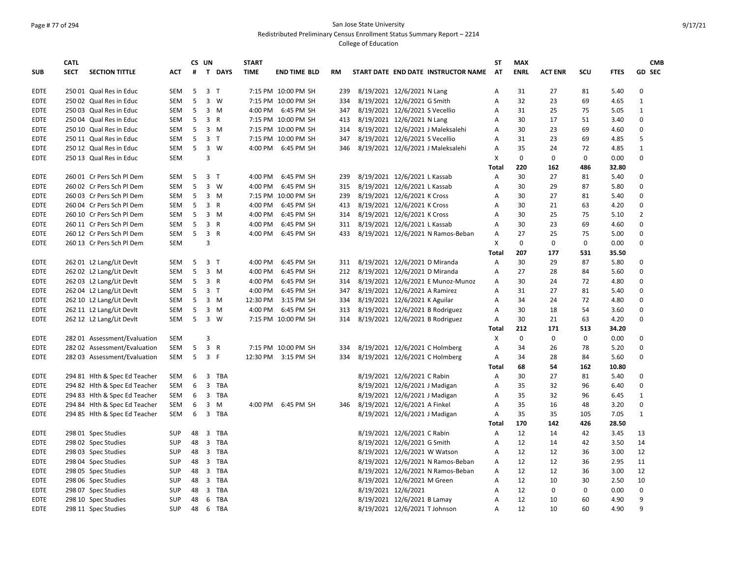San Jose State University

Redistributed Preliminary Census Enrollment Status Summary Report – 2214

College of Education

| SUB | CATL SECT | SECTION TITTLE | ACT | CS # | UN T | DAYS | START TIME | END TIME | BLD | RM | START DATE | END DATE | INSTRUCTOR NAME | ST AT | MAX ENRL | ACT ENR | SCU | FTES | GD | CMB SEC |
|---|---|---|---|---|---|---|---|---|---|---|---|---|---|---|---|---|---|---|---|---|
| EDTE | 250 01 | Qual Res in Educ | SEM | 5 | 3 | T | 7:15 PM | 10:00 PM | SH | 239 | 8/19/2021 | 12/6/2021 | N Lang | A | 31 | 27 | 81 | 5.40 | 0 | |
| EDTE | 250 02 | Qual Res in Educ | SEM | 5 | 3 | W | 7:15 PM | 10:00 PM | SH | 334 | 8/19/2021 | 12/6/2021 | G Smith | A | 32 | 23 | 69 | 4.65 | 1 | |
| EDTE | 250 03 | Qual Res in Educ | SEM | 5 | 3 | M | 4:00 PM | 6:45 PM | SH | 347 | 8/19/2021 | 12/6/2021 | S Vecellio | A | 31 | 25 | 75 | 5.05 | 1 | |
| EDTE | 250 04 | Qual Res in Educ | SEM | 5 | 3 | R | 7:15 PM | 10:00 PM | SH | 413 | 8/19/2021 | 12/6/2021 | N Lang | A | 30 | 17 | 51 | 3.40 | 0 | |
| EDTE | 250 10 | Qual Res in Educ | SEM | 5 | 3 | M | 7:15 PM | 10:00 PM | SH | 314 | 8/19/2021 | 12/6/2021 | J Maleksalehi | A | 30 | 23 | 69 | 4.60 | 0 | |
| EDTE | 250 11 | Qual Res in Educ | SEM | 5 | 3 | T | 7:15 PM | 10:00 PM | SH | 347 | 8/19/2021 | 12/6/2021 | S Vecellio | A | 31 | 23 | 69 | 4.85 | 5 | |
| EDTE | 250 12 | Qual Res in Educ | SEM | 5 | 3 | W | 4:00 PM | 6:45 PM | SH | 346 | 8/19/2021 | 12/6/2021 | J Maleksalehi | A | 35 | 24 | 72 | 4.85 | 1 | |
| EDTE | 250 13 | Qual Res in Educ | SEM | | 3 | | | | | | | | | X | 0 | 0 | 0 | 0.00 | 0 | |
| | | | | | | | | | | | | | | **Total** | **220** | **162** | **486** | **32.80** | | |
| EDTE | 260 01 | Cr Pers Sch Pl Dem | SEM | 5 | 3 | T | 4:00 PM | 6:45 PM | SH | 239 | 8/19/2021 | 12/6/2021 | L Kassab | A | 30 | 27 | 81 | 5.40 | 0 | |
| EDTE | 260 02 | Cr Pers Sch Pl Dem | SEM | 5 | 3 | W | 4:00 PM | 6:45 PM | SH | 315 | 8/19/2021 | 12/6/2021 | L Kassab | A | 30 | 29 | 87 | 5.80 | 0 | |
| EDTE | 260 03 | Cr Pers Sch Pl Dem | SEM | 5 | 3 | M | 7:15 PM | 10:00 PM | SH | 239 | 8/19/2021 | 12/6/2021 | K Cross | A | 30 | 27 | 81 | 5.40 | 0 | |
| EDTE | 260 04 | Cr Pers Sch Pl Dem | SEM | 5 | 3 | R | 4:00 PM | 6:45 PM | SH | 413 | 8/19/2021 | 12/6/2021 | K Cross | A | 30 | 21 | 63 | 4.20 | 0 | |
| EDTE | 260 10 | Cr Pers Sch Pl Dem | SEM | 5 | 3 | M | 4:00 PM | 6:45 PM | SH | 314 | 8/19/2021 | 12/6/2021 | K Cross | A | 30 | 25 | 75 | 5.10 | 2 | |
| EDTE | 260 11 | Cr Pers Sch Pl Dem | SEM | 5 | 3 | R | 4:00 PM | 6:45 PM | SH | 311 | 8/19/2021 | 12/6/2021 | L Kassab | A | 30 | 23 | 69 | 4.60 | 0 | |
| EDTE | 260 12 | Cr Pers Sch Pl Dem | SEM | 5 | 3 | R | 4:00 PM | 6:45 PM | SH | 433 | 8/19/2021 | 12/6/2021 | N Ramos-Beban | A | 27 | 25 | 75 | 5.00 | 0 | |
| EDTE | 260 13 | Cr Pers Sch Pl Dem | SEM | | 3 | | | | | | | | | X | 0 | 0 | 0 | 0.00 | 0 | |
| | | | | | | | | | | | | | | **Total** | **207** | **177** | **531** | **35.50** | | |
| EDTE | 262 01 | L2 Lang/Lit Devlt | SEM | 5 | 3 | T | 4:00 PM | 6:45 PM | SH | 311 | 8/19/2021 | 12/6/2021 | D Miranda | A | 30 | 29 | 87 | 5.80 | 0 | |
| EDTE | 262 02 | L2 Lang/Lit Devlt | SEM | 5 | 3 | M | 4:00 PM | 6:45 PM | SH | 212 | 8/19/2021 | 12/6/2021 | D Miranda | A | 27 | 28 | 84 | 5.60 | 0 | |
| EDTE | 262 03 | L2 Lang/Lit Devlt | SEM | 5 | 3 | R | 4:00 PM | 6:45 PM | SH | 314 | 8/19/2021 | 12/6/2021 | E Munoz-Munoz | A | 30 | 24 | 72 | 4.80 | 0 | |
| EDTE | 262 04 | L2 Lang/Lit Devlt | SEM | 5 | 3 | T | 4:00 PM | 6:45 PM | SH | 347 | 8/19/2021 | 12/6/2021 | A Ramirez | A | 31 | 27 | 81 | 5.40 | 0 | |
| EDTE | 262 10 | L2 Lang/Lit Devlt | SEM | 5 | 3 | M | 12:30 PM | 3:15 PM | SH | 334 | 8/19/2021 | 12/6/2021 | K Aguilar | A | 34 | 24 | 72 | 4.80 | 0 | |
| EDTE | 262 11 | L2 Lang/Lit Devlt | SEM | 5 | 3 | M | 4:00 PM | 6:45 PM | SH | 313 | 8/19/2021 | 12/6/2021 | B Rodriguez | A | 30 | 18 | 54 | 3.60 | 0 | |
| EDTE | 262 12 | L2 Lang/Lit Devlt | SEM | 5 | 3 | W | 7:15 PM | 10:00 PM | SH | 314 | 8/19/2021 | 12/6/2021 | B Rodriguez | A | 30 | 21 | 63 | 4.20 | 0 | |
| | | | | | | | | | | | | | | **Total** | **212** | **171** | **513** | **34.20** | | |
| EDTE | 282 01 | Assessment/Evaluation | SEM | | 3 | | | | | | | | | X | 0 | 0 | 0 | 0.00 | 0 | |
| EDTE | 282 02 | Assessment/Evaluation | SEM | 5 | 3 | R | 7:15 PM | 10:00 PM | SH | 334 | 8/19/2021 | 12/6/2021 | C Holmberg | A | 34 | 26 | 78 | 5.20 | 0 | |
| EDTE | 282 03 | Assessment/Evaluation | SEM | 5 | 3 | F | 12:30 PM | 3:15 PM | SH | 334 | 8/19/2021 | 12/6/2021 | C Holmberg | A | 34 | 28 | 84 | 5.60 | 0 | |
| | | | | | | | | | | | | | | **Total** | **68** | **54** | **162** | **10.80** | | |
| EDTE | 294 81 | Hlth & Spec Ed Teacher | SEM | 6 | 3 | TBA | | | | | 8/19/2021 | 12/6/2021 | C Rabin | A | 30 | 27 | 81 | 5.40 | 0 | |
| EDTE | 294 82 | Hlth & Spec Ed Teacher | SEM | 6 | 3 | TBA | | | | | 8/19/2021 | 12/6/2021 | J Madigan | A | 35 | 32 | 96 | 6.40 | 0 | |
| EDTE | 294 83 | Hlth & Spec Ed Teacher | SEM | 6 | 3 | TBA | | | | | 8/19/2021 | 12/6/2021 | J Madigan | A | 35 | 32 | 96 | 6.45 | 1 | |
| EDTE | 294 84 | Hlth & Spec Ed Teacher | SEM | 6 | 3 | M | 4:00 PM | 6:45 PM | SH | 346 | 8/19/2021 | 12/6/2021 | A Finkel | A | 35 | 16 | 48 | 3.20 | 0 | |
| EDTE | 294 85 | Hlth & Spec Ed Teacher | SEM | 6 | 3 | TBA | | | | | 8/19/2021 | 12/6/2021 | J Madigan | A | 35 | 35 | 105 | 7.05 | 1 | |
| | | | | | | | | | | | | | | **Total** | **170** | **142** | **426** | **28.50** | | |
| EDTE | 298 01 | Spec Studies | SUP | 48 | 3 | TBA | | | | | 8/19/2021 | 12/6/2021 | C Rabin | A | 12 | 14 | 42 | 3.45 | 13 | |
| EDTE | 298 02 | Spec Studies | SUP | 48 | 3 | TBA | | | | | 8/19/2021 | 12/6/2021 | G Smith | A | 12 | 14 | 42 | 3.50 | 14 | |
| EDTE | 298 03 | Spec Studies | SUP | 48 | 3 | TBA | | | | | 8/19/2021 | 12/6/2021 | W Watson | A | 12 | 12 | 36 | 3.00 | 12 | |
| EDTE | 298 04 | Spec Studies | SUP | 48 | 3 | TBA | | | | | 8/19/2021 | 12/6/2021 | N Ramos-Beban | A | 12 | 12 | 36 | 2.95 | 11 | |
| EDTE | 298 05 | Spec Studies | SUP | 48 | 3 | TBA | | | | | 8/19/2021 | 12/6/2021 | N Ramos-Beban | A | 12 | 12 | 36 | 3.00 | 12 | |
| EDTE | 298 06 | Spec Studies | SUP | 48 | 3 | TBA | | | | | 8/19/2021 | 12/6/2021 | M Green | A | 12 | 10 | 30 | 2.50 | 10 | |
| EDTE | 298 07 | Spec Studies | SUP | 48 | 3 | TBA | | | | | 8/19/2021 | 12/6/2021 | | A | 12 | 0 | 0 | 0.00 | 0 | |
| EDTE | 298 10 | Spec Studies | SUP | 48 | 6 | TBA | | | | | 8/19/2021 | 12/6/2021 | B Lamay | A | 12 | 10 | 60 | 4.90 | 9 | |
| EDTE | 298 11 | Spec Studies | SUP | 48 | 6 | TBA | | | | | 8/19/2021 | 12/6/2021 | T Johnson | A | 12 | 10 | 60 | 4.90 | 9 | |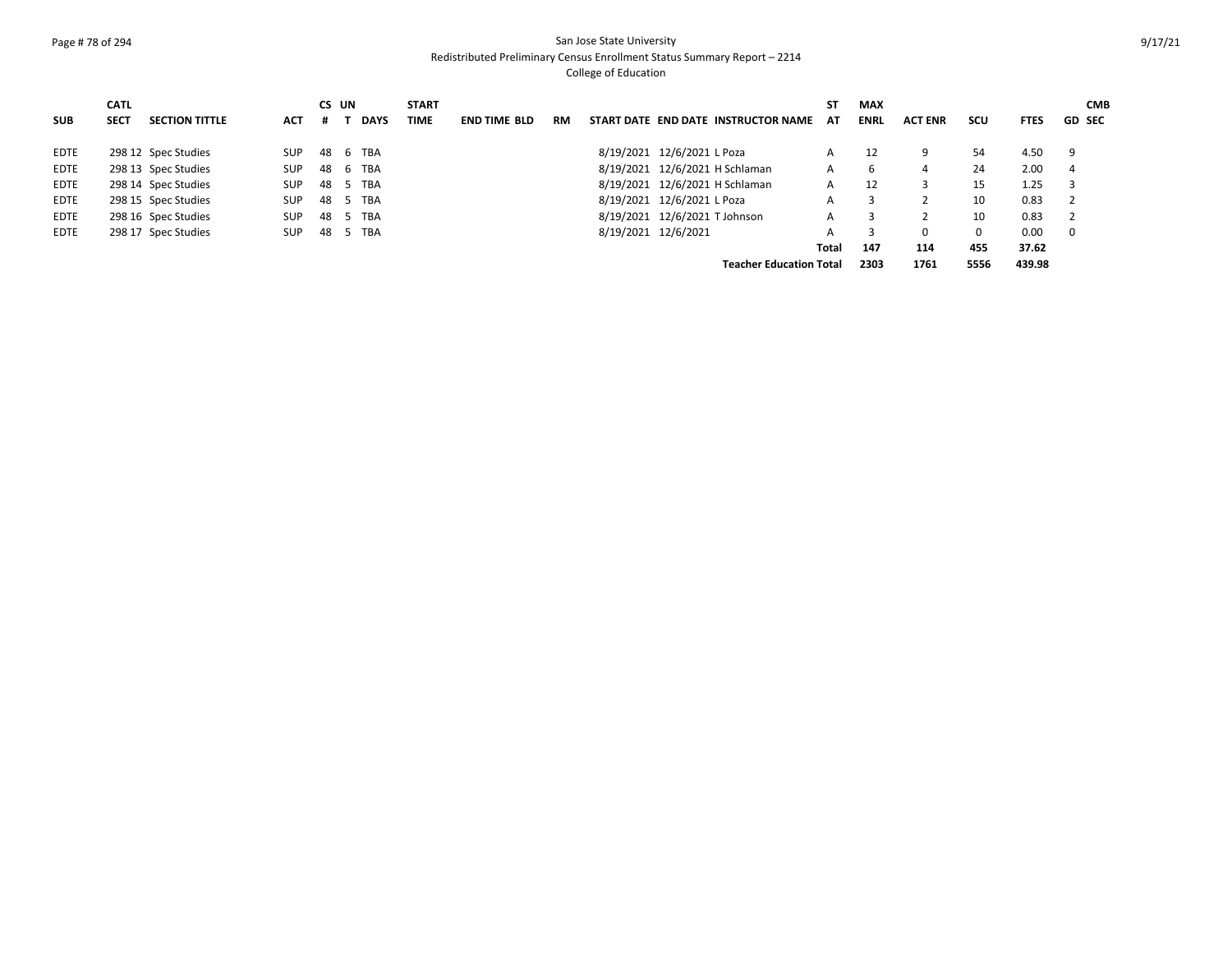San Jose State University

Redistributed Preliminary Census Enrollment Status Summary Report – 2214

College of Education

| SUB | CATL SECT | SECTION TITTLE | ACT | CS # | UN T | DAYS | START TIME | END TIME | BLD | RM | START DATE | END DATE | INSTRUCTOR NAME | ST AT | MAX ENRL | ACT ENR | SCU | FTES | GD | CMB SEC |
|---|---|---|---|---|---|---|---|---|---|---|---|---|---|---|---|---|---|---|---|---|
| EDTE | 298 12 | Spec Studies | SUP | 48 | 6 | TBA | | | | | 8/19/2021 | 12/6/2021 | L Poza | A | 12 | 9 | 54 | 4.50 | 9 | |
| EDTE | 298 13 | Spec Studies | SUP | 48 | 6 | TBA | | | | | 8/19/2021 | 12/6/2021 | H Schlaman | A | 6 | 4 | 24 | 2.00 | 4 | |
| EDTE | 298 14 | Spec Studies | SUP | 48 | 5 | TBA | | | | | 8/19/2021 | 12/6/2021 | H Schlaman | A | 12 | 3 | 15 | 1.25 | 3 | |
| EDTE | 298 15 | Spec Studies | SUP | 48 | 5 | TBA | | | | | 8/19/2021 | 12/6/2021 | L Poza | A | 3 | 2 | 10 | 0.83 | 2 | |
| EDTE | 298 16 | Spec Studies | SUP | 48 | 5 | TBA | | | | | 8/19/2021 | 12/6/2021 | T Johnson | A | 3 | 2 | 10 | 0.83 | 2 | |
| EDTE | 298 17 | Spec Studies | SUP | 48 | 5 | TBA | | | | | 8/19/2021 | 12/6/2021 | | A | 3 | 0 | 0 | 0.00 | 0 | |
| | | | | | | | | | | | | | | **Total** | **147** | **114** | **455** | **37.62** | | |
| | | | | | | | | | | | | | **Teacher Education Total** | | **2303** | **1761** | **5556** | **439.98** | | |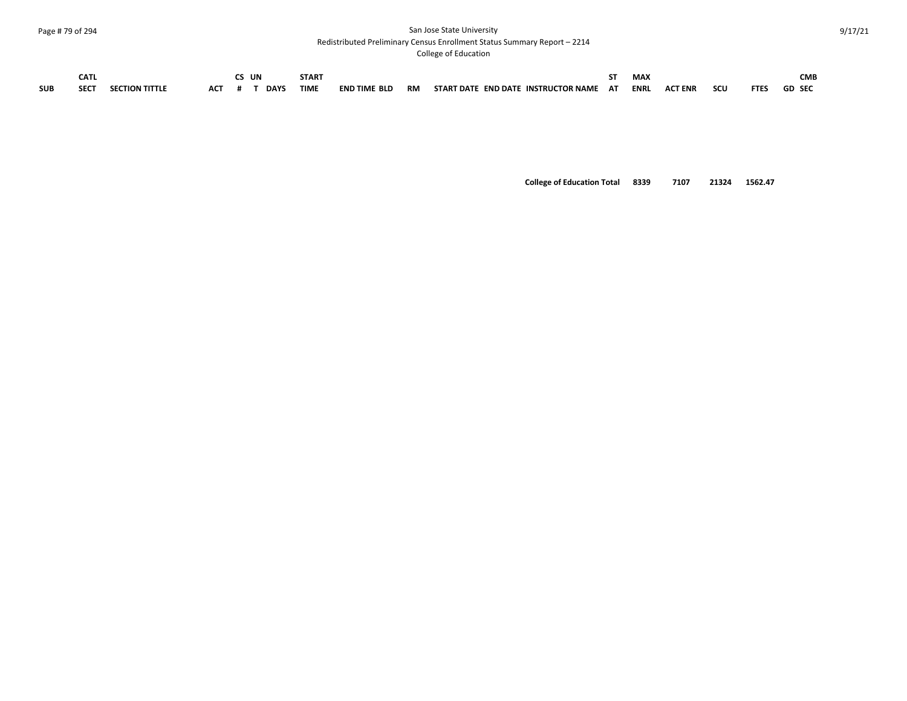| SUB | CATL SECT | SECTION TITTLE | ACT | CS # | UN T | DAYS | START TIME | END TIME | BLD | RM | START DATE | END DATE | INSTRUCTOR NAME | ST AT | MAX ENRL | ACT ENR | SCU | FTES | GD | CMB SEC |
|---|---|---|---|---|---|---|---|---|---|---|---|---|---|---|---|---|---|---|---|---|
| | | | | | | | | | | | | | College of Education Total | | 8339 | 7107 | 21324 | 1562.47 | | |